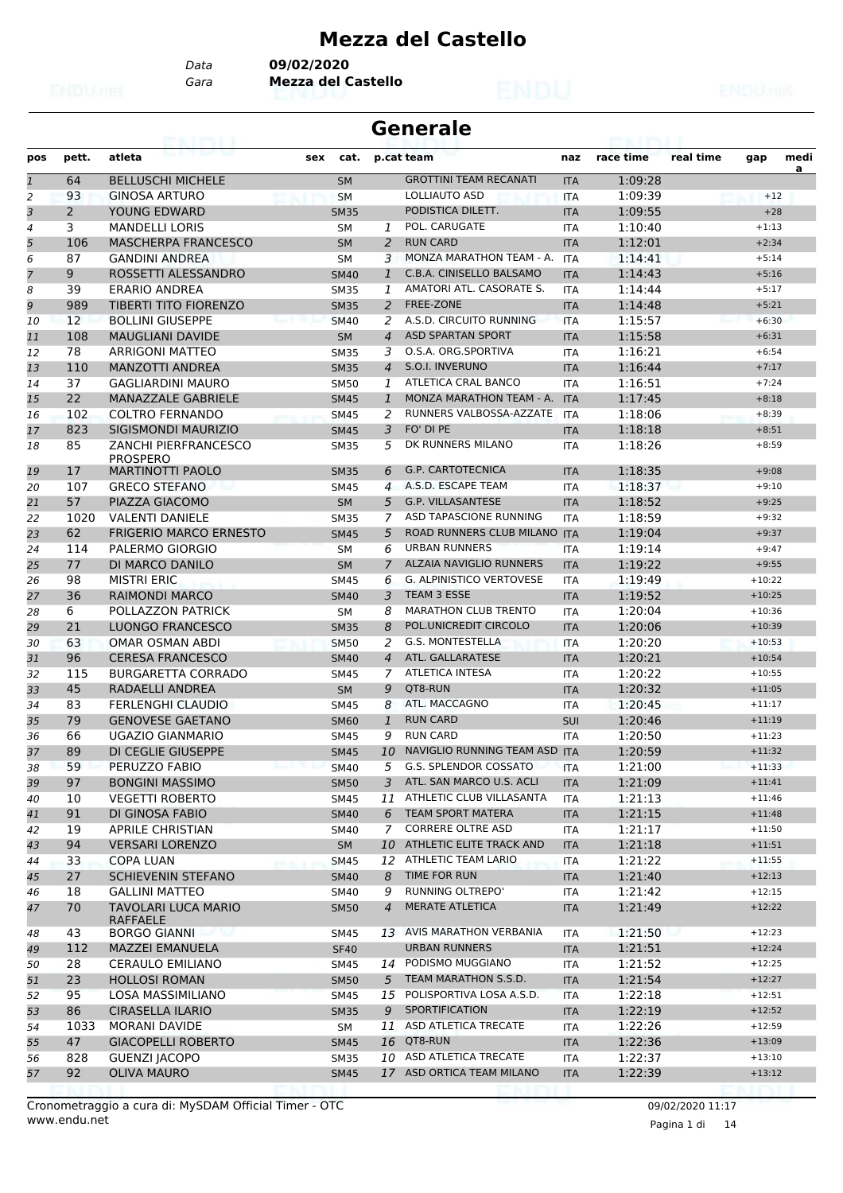# Mezza del Castello

Data **09/02/2020**
Gara **Mezza del Castello**

## Generale

| pos | pett. | atleta | sex | cat. | p.cat | team | naz | race time | real time | gap | media |
|---|---|---|---|---|---|---|---|---|---|---|---|
| 1 | 64 | BELLUSCHI MICHELE | | SM | | GROTTINI TEAM RECANATI | ITA | 1:09:28 | | | |
| 2 | 93 | GINOSA ARTURO | | SM | | LOLLIAUTO ASD | ITA | 1:09:39 | | +12 | |
| 3 | 2 | YOUNG EDWARD | | SM35 | | PODISTICA DILETT. | ITA | 1:09:55 | | +28 | |
| 4 | 3 | MANDELLI LORIS | | SM | 1 | POL. CARUGATE | ITA | 1:10:40 | | +1:13 | |
| 5 | 106 | MASCHERPA FRANCESCO | | SM | 2 | RUN CARD | ITA | 1:12:01 | | +2:34 | |
| 6 | 87 | GANDINI ANDREA | | SM | 3 | MONZA MARATHON TEAM - A. | ITA | 1:14:41 | | +5:14 | |
| 7 | 9 | ROSSETTI ALESSANDRO | | SM40 | 1 | C.B.A. CINISELLO BALSAMO | ITA | 1:14:43 | | +5:16 | |
| 8 | 39 | ERARIO ANDREA | | SM35 | 1 | AMATORI ATL. CASORATE S. | ITA | 1:14:44 | | +5:17 | |
| 9 | 989 | TIBERTI TITO FIORENZO | | SM35 | 2 | FREE-ZONE | ITA | 1:14:48 | | +5:21 | |
| 10 | 12 | BOLLINI GIUSEPPE | | SM40 | 2 | A.S.D. CIRCUITO RUNNING | ITA | 1:15:57 | | +6:30 | |
| 11 | 108 | MAUGLIANI DAVIDE | | SM | 4 | ASD SPARTAN SPORT | ITA | 1:15:58 | | +6:31 | |
| 12 | 78 | ARRIGONI MATTEO | | SM35 | 3 | O.S.A. ORG.SPORTIVA | ITA | 1:16:21 | | +6:54 | |
| 13 | 110 | MANZOTTI ANDREA | | SM35 | 4 | S.O.I. INVERUNO | ITA | 1:16:44 | | +7:17 | |
| 14 | 37 | GAGLIARDINI MAURO | | SM50 | 1 | ATLETICA CRAL BANCO | ITA | 1:16:51 | | +7:24 | |
| 15 | 22 | MANZAZZALE GABRIELE | | SM45 | 1 | MONZA MARATHON TEAM - A. | ITA | 1:17:45 | | +8:18 | |
| 16 | 102 | COLTRO FERNANDO | | SM45 | 2 | RUNNERS VALBOSSA-AZZATE | ITA | 1:18:06 | | +8:39 | |
| 17 | 823 | SIGISMONDI MAURIZIO | | SM45 | 3 | FO' DI PE | ITA | 1:18:18 | | +8:51 | |
| 18 | 85 | ZANCHI PIERFRANCESCO PROSPERO | | SM35 | 5 | DK RUNNERS MILANO | ITA | 1:18:26 | | +8:59 | |
| 19 | 17 | MARTINOTTI PAOLO | | SM35 | 6 | G.P. CARTOTECNICA | ITA | 1:18:35 | | +9:08 | |
| 20 | 107 | GRECO STEFANO | | SM45 | 4 | A.S.D. ESCAPE TEAM | ITA | 1:18:37 | | +9:10 | |
| 21 | 57 | PIAZZA GIACOMO | | SM | 5 | G.P. VILLASANTESE | ITA | 1:18:52 | | +9:25 | |
| 22 | 1020 | VALENTI DANIELE | | SM35 | 7 | ASD TAPASCIONE RUNNING | ITA | 1:18:59 | | +9:32 | |
| 23 | 62 | FRIGERIO MARCO ERNESTO | | SM45 | 5 | ROAD RUNNERS CLUB MILANO | ITA | 1:19:04 | | +9:37 | |
| 24 | 114 | PALERMO GIORGIO | | SM | 6 | URBAN RUNNERS | ITA | 1:19:14 | | +9:47 | |
| 25 | 77 | DI MARCO DANILO | | SM | 7 | ALZAIA NAVIGLIO RUNNERS | ITA | 1:19:22 | | +9:55 | |
| 26 | 98 | MISTRI ERIC | | SM45 | 6 | G. ALPINISTICO VERTOVESE | ITA | 1:19:49 | | +10:22 | |
| 27 | 36 | RAIMONDI MARCO | | SM40 | 3 | TEAM 3 ESSE | ITA | 1:19:52 | | +10:25 | |
| 28 | 6 | POLLAZZON PATRICK | | SM | 8 | MARATHON CLUB TRENTO | ITA | 1:20:04 | | +10:36 | |
| 29 | 21 | LUONGO FRANCESCO | | SM35 | 8 | POL.UNICREDIT CIRCOLO | ITA | 1:20:06 | | +10:39 | |
| 30 | 63 | OMAR OSMAN ABDI | | SM50 | 2 | G.S. MONTESTELLA | ITA | 1:20:20 | | +10:53 | |
| 31 | 96 | CERESA FRANCESCO | | SM40 | 4 | ATL. GALLARATESE | ITA | 1:20:21 | | +10:54 | |
| 32 | 115 | BURGARETTA CORRADO | | SM45 | 7 | ATLETICA INTESA | ITA | 1:20:22 | | +10:55 | |
| 33 | 45 | RADAELLI ANDREA | | SM | 9 | QT8-RUN | ITA | 1:20:32 | | +11:05 | |
| 34 | 83 | FERLENGHI CLAUDIO | | SM45 | 8 | ATL. MACCAGNO | ITA | 1:20:45 | | +11:17 | |
| 35 | 79 | GENOVESE GAETANO | | SM60 | 1 | RUN CARD | SUI | 1:20:46 | | +11:19 | |
| 36 | 66 | UGAZIO GIANMARIO | | SM45 | 9 | RUN CARD | ITA | 1:20:50 | | +11:23 | |
| 37 | 89 | DI CEGLIE GIUSEPPE | | SM45 | 10 | NAVIGLIO RUNNING TEAM ASD | ITA | 1:20:59 | | +11:32 | |
| 38 | 59 | PERUZZO FABIO | | SM40 | 5 | G.S. SPLENDOR COSSATO | ITA | 1:21:00 | | +11:33 | |
| 39 | 97 | BONGINI MASSIMO | | SM50 | 3 | ATL. SAN MARCO U.S. ACLI | ITA | 1:21:09 | | +11:41 | |
| 40 | 10 | VEGETTI ROBERTO | | SM45 | 11 | ATHLETIC CLUB VILLASANTA | ITA | 1:21:13 | | +11:46 | |
| 41 | 91 | DI GINOSA FABIO | | SM40 | 6 | TEAM SPORT MATERA | ITA | 1:21:15 | | +11:48 | |
| 42 | 19 | APRILE CHRISTIAN | | SM40 | 7 | CORRERE OLTRE ASD | ITA | 1:21:17 | | +11:50 | |
| 43 | 94 | VERSARI LORENZO | | SM | 10 | ATHLETIC ELITE TRACK AND | ITA | 1:21:18 | | +11:51 | |
| 44 | 33 | COPA LUAN | | SM45 | 12 | ATHLETIC TEAM LARIO | ITA | 1:21:22 | | +11:55 | |
| 45 | 27 | SCHIEVENIN STEFANO | | SM40 | 8 | TIME FOR RUN | ITA | 1:21:40 | | +12:13 | |
| 46 | 18 | GALLINI MATTEO | | SM40 | 9 | RUNNING OLTREPO' | ITA | 1:21:42 | | +12:15 | |
| 47 | 70 | TAVOLARI LUCA MARIO RAFFAELE | | SM50 | 4 | MERATE ATLETICA | ITA | 1:21:49 | | +12:22 | |
| 48 | 43 | BORGO GIANNI | | SM45 | 13 | AVIS MARATHON VERBANIA | ITA | 1:21:50 | | +12:23 | |
| 49 | 112 | MAZZEI EMANUELA | | SF40 | | URBAN RUNNERS | ITA | 1:21:51 | | +12:24 | |
| 50 | 28 | CERAULO EMILIANO | | SM45 | 14 | PODISMO MUGGIANO | ITA | 1:21:52 | | +12:25 | |
| 51 | 23 | HOLLOSI ROMAN | | SM50 | 5 | TEAM MARATHON S.S.D. | ITA | 1:21:54 | | +12:27 | |
| 52 | 95 | LOSA MASSIMILIANO | | SM45 | 15 | POLISPORTIVA LOSA A.S.D. | ITA | 1:22:18 | | +12:51 | |
| 53 | 86 | CIRASELLA ILARIO | | SM35 | 9 | SPORTIFICATION | ITA | 1:22:19 | | +12:52 | |
| 54 | 1033 | MORANI DAVIDE | | SM | 11 | ASD ATLETICA TRECATE | ITA | 1:22:26 | | +12:59 | |
| 55 | 47 | GIACOPELLI ROBERTO | | SM45 | 16 | QT8-RUN | ITA | 1:22:36 | | +13:09 | |
| 56 | 828 | GUENZI JACOPO | | SM35 | 10 | ASD ATLETICA TRECATE | ITA | 1:22:37 | | +13:10 | |
| 57 | 92 | OLIVA MAURO | | SM45 | 17 | ASD ORTICA TEAM MILANO | ITA | 1:22:39 | | +13:12 | |

Cronometraggio a cura di: MySDAM Official Timer - OTC
www.endu.net

09/02/2020 11:17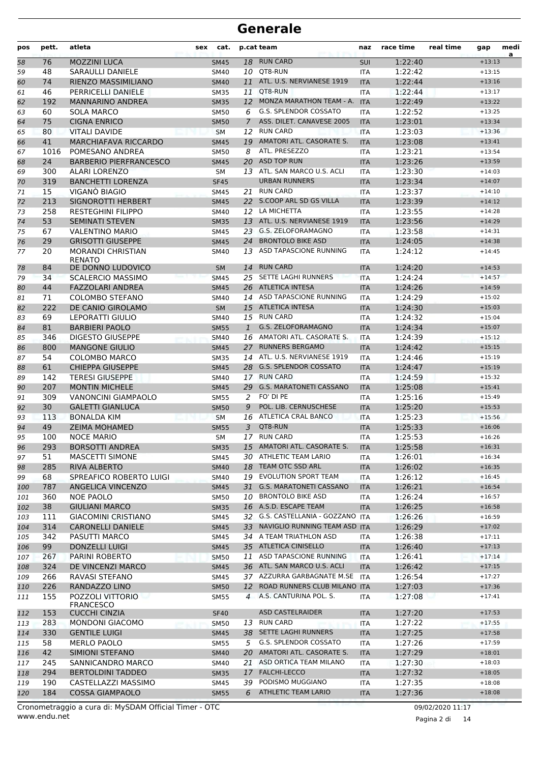# Generale

| pos | pett. | atleta | sex | cat. | p.cat | team | naz | race time | real time | gap | media |
|---|---|---|---|---|---|---|---|---|---|---|---|
| 58 | 76 | MOZZINI LUCA | | SM45 | 18 | RUN CARD | SUI | 1:22:40 | | +13:13 | |
| 59 | 48 | SARAULLI DANIELE | | SM40 | 10 | QT8-RUN | ITA | 1:22:42 | | +13:15 | |
| 60 | 74 | RIENZO MASSIMILIANO | | SM40 | 11 | ATL. U.S. NERVIANESE 1919 | ITA | 1:22:44 | | +13:16 | |
| 61 | 46 | PERRICELLI DANIELE | | SM35 | 11 | QT8-RUN | ITA | 1:22:44 | | +13:17 | |
| 62 | 192 | MANNARINO ANDREA | | SM35 | 12 | MONZA MARATHON TEAM - A. | ITA | 1:22:49 | | +13:22 | |
| 63 | 60 | SOLA MARCO | | SM50 | 6 | G.S. SPLENDOR COSSATO | ITA | 1:22:52 | | +13:25 | |
| 64 | 75 | CIGNA ENRICO | | SM50 | 7 | ASS. DILET. CANAVESE 2005 | ITA | 1:23:01 | | +13:34 | |
| 65 | 80 | VITALI DAVIDE | | SM | 12 | RUN CARD | ITA | 1:23:03 | | +13:36 | |
| 66 | 41 | MARCHIAFAVA RICCARDO | | SM45 | 19 | AMATORI ATL. CASORATE S. | ITA | 1:23:08 | | +13:41 | |
| 67 | 1016 | POMESANO ANDREA | | SM50 | 8 | ATL. PRESEZZO | ITA | 1:23:21 | | +13:54 | |
| 68 | 24 | BARBERIO PIERFRANCESCO | | SM45 | 20 | ASD TOP RUN | ITA | 1:23:26 | | +13:59 | |
| 69 | 300 | ALARI LORENZO | | SM | 13 | ATL. SAN MARCO U.S. ACLI | ITA | 1:23:30 | | +14:03 | |
| 70 | 319 | BANCHETTI LORENZA | | SF45 | | URBAN RUNNERS | ITA | 1:23:34 | | +14:07 | |
| 71 | 15 | VIGANÒ BIAGIO | | SM45 | 21 | RUN CARD | ITA | 1:23:37 | | +14:10 | |
| 72 | 213 | SIGNOROTTI HERBERT | | SM45 | 22 | S.COOP ARL SD GS VILLA | ITA | 1:23:39 | | +14:12 | |
| 73 | 258 | RESTEGHINI FILIPPO | | SM40 | 12 | LA MICHETTA | ITA | 1:23:55 | | +14:28 | |
| 74 | 53 | SEMINATI STEVEN | | SM35 | 13 | ATL. U.S. NERVIANESE 1919 | ITA | 1:23:56 | | +14:29 | |
| 75 | 67 | VALENTINO MARIO | | SM45 | 23 | G.S. ZELOFORAMAGNO | ITA | 1:23:58 | | +14:31 | |
| 76 | 29 | GRISOTTI GIUSEPPE | | SM45 | 24 | BRONTOLO BIKE ASD | ITA | 1:24:05 | | +14:38 | |
| 77 | 20 | MORANDI CHRISTIAN RENATO | | SM40 | 13 | ASD TAPASCIONE RUNNING | ITA | 1:24:12 | | +14:45 | |
| 78 | 84 | DE DONNO LUDOVICO | | SM | 14 | RUN CARD | ITA | 1:24:20 | | +14:53 | |
| 79 | 34 | SCALERCIO MASSIMO | | SM45 | 25 | SETTE LAGHI RUNNERS | ITA | 1:24:24 | | +14:57 | |
| 80 | 44 | FAZZOLARI ANDREA | | SM45 | 26 | ATLETICA INTESA | ITA | 1:24:26 | | +14:59 | |
| 81 | 71 | COLOMBO STEFANO | | SM40 | 14 | ASD TAPASCIONE RUNNING | ITA | 1:24:29 | | +15:02 | |
| 82 | 222 | DE CANIO GIROLAMO | | SM | 15 | ATLETICA INTESA | ITA | 1:24:30 | | +15:03 | |
| 83 | 69 | LEPORATTI GIULIO | | SM40 | 15 | RUN CARD | ITA | 1:24:32 | | +15:04 | |
| 84 | 81 | BARBIERI PAOLO | | SM55 | 1 | G.S. ZELOFORAMAGNO | ITA | 1:24:34 | | +15:07 | |
| 85 | 346 | DIGESTO GIUSEPPE | | SM40 | 16 | AMATORI ATL. CASORATE S. | ITA | 1:24:39 | | +15:12 | |
| 86 | 800 | MANGONE GIULIO | | SM45 | 27 | RUNNERS BERGAMO | ITA | 1:24:42 | | +15:15 | |
| 87 | 54 | COLOMBO MARCO | | SM35 | 14 | ATL. U.S. NERVIANESE 1919 | ITA | 1:24:46 | | +15:19 | |
| 88 | 61 | CHIEPPA GIUSEPPE | | SM45 | 28 | G.S. SPLENDOR COSSATO | ITA | 1:24:47 | | +15:19 | |
| 89 | 142 | TERESI GIUSEPPE | | SM40 | 17 | RUN CARD | ITA | 1:24:59 | | +15:32 | |
| 90 | 207 | MONTIN MICHELE | | SM45 | 29 | G.S. MARATONETI CASSANO | ITA | 1:25:08 | | +15:41 | |
| 91 | 309 | VANONCINI GIAMPAOLO | | SM55 | 2 | FO' DI PE | ITA | 1:25:16 | | +15:49 | |
| 92 | 30 | GALETTI GIANLUCA | | SM50 | 9 | POL. LIB. CERNUSCHESE | ITA | 1:25:20 | | +15:53 | |
| 93 | 113 | BONALDA KIM | | SM | 16 | ATLETICA CRAL BANCO | ITA | 1:25:23 | | +15:56 | |
| 94 | 49 | ZEIMA MOHAMED | | SM55 | 3 | QT8-RUN | ITA | 1:25:33 | | +16:06 | |
| 95 | 100 | NOCE MARIO | | SM | 17 | RUN CARD | ITA | 1:25:53 | | +16:26 | |
| 96 | 293 | BORSOTTI ANDREA | | SM35 | 15 | AMATORI ATL. CASORATE S. | ITA | 1:25:58 | | +16:31 | |
| 97 | 51 | MASCETTI SIMONE | | SM45 | 30 | ATHLETIC TEAM LARIO | ITA | 1:26:01 | | +16:34 | |
| 98 | 285 | RIVA ALBERTO | | SM40 | 18 | TEAM OTC SSD ARL | ITA | 1:26:02 | | +16:35 | |
| 99 | 68 | SPREAFICO ROBERTO LUIGI | | SM40 | 19 | EVOLUTION SPORT TEAM | ITA | 1:26:12 | | +16:45 | |
| 100 | 787 | ANGELICA VINCENZO | | SM45 | 31 | G.S. MARATONETI CASSANO | ITA | 1:26:21 | | +16:54 | |
| 101 | 360 | NOE PAOLO | | SM50 | 10 | BRONTOLO BIKE ASD | ITA | 1:26:24 | | +16:57 | |
| 102 | 38 | GIULIANI MARCO | | SM35 | 16 | A.S.D. ESCAPE TEAM | ITA | 1:26:25 | | +16:58 | |
| 103 | 111 | GIACOMINI CRISTIANO | | SM45 | 32 | G.S. CASTELLANIA - GOZZANO | ITA | 1:26:26 | | +16:59 | |
| 104 | 314 | CARONELLI DANIELE | | SM45 | 33 | NAVIGLIO RUNNING TEAM ASD | ITA | 1:26:29 | | +17:02 | |
| 105 | 342 | PASUTTI MARCO | | SM45 | 34 | A TEAM TRIATHLON ASD | ITA | 1:26:38 | | +17:11 | |
| 106 | 99 | DONZELLI LUIGI | | SM45 | 35 | ATLETICA CINISELLO | ITA | 1:26:40 | | +17:13 | |
| 107 | 267 | PARINI ROBERTO | | SM50 | 11 | ASD TAPASCIONE RUNNING | ITA | 1:26:41 | | +17:14 | |
| 108 | 324 | DE VINCENZI MARCO | | SM45 | 36 | ATL. SAN MARCO U.S. ACLI | ITA | 1:26:42 | | +17:15 | |
| 109 | 266 | RAVASI STEFANO | | SM45 | 37 | AZZURRA GARBAGNATE M.SE | ITA | 1:26:54 | | +17:27 | |
| 110 | 226 | RANDAZZO LINO | | SM50 | 12 | ROAD RUNNERS CLUB MILANO | ITA | 1:27:03 | | +17:36 | |
| 111 | 155 | POZZOLI VITTORIO FRANCESCO | | SM55 | 4 | A.S. CANTURINA POL. S. | ITA | 1:27:08 | | +17:41 | |
| 112 | 153 | CUCCHI CINZIA | | SF40 | | ASD CASTELRAIDER | ITA | 1:27:20 | | +17:53 | |
| 113 | 283 | MONDONI GIACOMO | | SM50 | 13 | RUN CARD | ITA | 1:27:22 | | +17:55 | |
| 114 | 330 | GENTILE LUIGI | | SM45 | 38 | SETTE LAGHI RUNNERS | ITA | 1:27:25 | | +17:58 | |
| 115 | 58 | MERLO PAOLO | | SM55 | 5 | G.S. SPLENDOR COSSATO | ITA | 1:27:26 | | +17:59 | |
| 116 | 42 | SIMIONI STEFANO | | SM40 | 20 | AMATORI ATL. CASORATE S. | ITA | 1:27:29 | | +18:01 | |
| 117 | 245 | SANNICANDRO MARCO | | SM40 | 21 | ASD ORTICA TEAM MILANO | ITA | 1:27:30 | | +18:03 | |
| 118 | 294 | BERTOLDINI TADDEO | | SM35 | 17 | FALCHI-LECCO | ITA | 1:27:32 | | +18:05 | |
| 119 | 190 | CASTELLAZZI MASSIMO | | SM45 | 39 | PODISMO MUGGIANO | ITA | 1:27:35 | | +18:08 | |
| 120 | 184 | COSSA GIAMPAOLO | | SM55 | 6 | ATHLETIC TEAM LARIO | ITA | 1:27:36 | | +18:08 | |

Cronometraggio a cura di: MySDAM Official Timer - OTC
www.endu.net

09/02/2020 11:17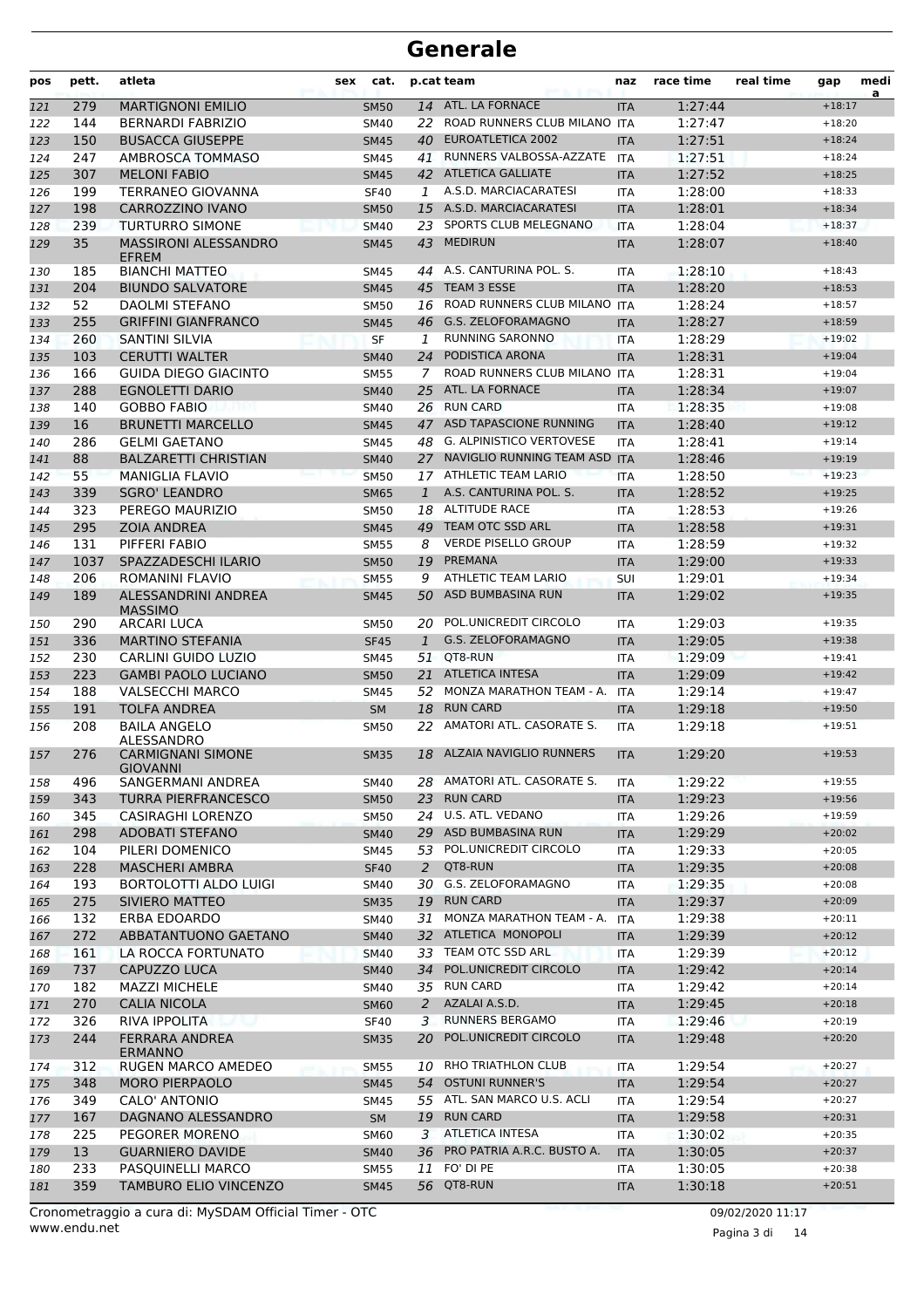# Generale

| pos | pett. | atleta | sex | cat. | p.cat | team | naz | race time | real time | gap | media |
|---|---|---|---|---|---|---|---|---|---|---|---|
| 121 | 279 | MARTIGNONI EMILIO | | SM50 | 14 | ATL. LA FORNACE | ITA | 1:27:44 | | +18:17 | |
| 122 | 144 | BERNARDI FABRIZIO | | SM40 | 22 | ROAD RUNNERS CLUB MILANO | ITA | 1:27:47 | | +18:20 | |
| 123 | 150 | BUSACCA GIUSEPPE | | SM45 | 40 | EUROATLETICA 2002 | ITA | 1:27:51 | | +18:24 | |
| 124 | 247 | AMBROSCA TOMMASO | | SM45 | 41 | RUNNERS VALBOSSA-AZZATE | ITA | 1:27:51 | | +18:24 | |
| 125 | 307 | MELONI FABIO | | SM45 | 42 | ATLETICA GALLIATE | ITA | 1:27:52 | | +18:25 | |
| 126 | 199 | TERRANEO GIOVANNA | | SF40 | 1 | A.S.D. MARCIACARATESI | ITA | 1:28:00 | | +18:33 | |
| 127 | 198 | CARROZZINO IVANO | | SM50 | 15 | A.S.D. MARCIACARATESI | ITA | 1:28:01 | | +18:34 | |
| 128 | 239 | TURTURRO SIMONE | | SM40 | 23 | SPORTS CLUB MELEGNANO | ITA | 1:28:04 | | +18:37 | |
| 129 | 35 | MASSIRONI ALESSANDRO EFREM | | SM45 | 43 | MEDIRUN | ITA | 1:28:07 | | +18:40 | |
| 130 | 185 | BIANCHI MATTEO | | SM45 | 44 | A.S. CANTURINA POL. S. | ITA | 1:28:10 | | +18:43 | |
| 131 | 204 | BIUNDO SALVATORE | | SM45 | 45 | TEAM 3 ESSE | ITA | 1:28:20 | | +18:53 | |
| 132 | 52 | DAOLMI STEFANO | | SM50 | 16 | ROAD RUNNERS CLUB MILANO | ITA | 1:28:24 | | +18:57 | |
| 133 | 255 | GRIFFINI GIANFRANCO | | SM45 | 46 | G.S. ZELOFORAMAGNO | ITA | 1:28:27 | | +18:59 | |
| 134 | 260 | SANTINI SILVIA | | SF | 1 | RUNNING SARONNO | ITA | 1:28:29 | | +19:02 | |
| 135 | 103 | CERUTTI WALTER | | SM40 | 24 | PODISTICA ARONA | ITA | 1:28:31 | | +19:04 | |
| 136 | 166 | GUIDA DIEGO GIACINTO | | SM55 | 7 | ROAD RUNNERS CLUB MILANO | ITA | 1:28:31 | | +19:04 | |
| 137 | 288 | EGNOLETTI DARIO | | SM40 | 25 | ATL. LA FORNACE | ITA | 1:28:34 | | +19:07 | |
| 138 | 140 | GOBBO FABIO | | SM40 | 26 | RUN CARD | ITA | 1:28:35 | | +19:08 | |
| 139 | 16 | BRUNETTI MARCELLO | | SM45 | 47 | ASD TAPASCIONE RUNNING | ITA | 1:28:40 | | +19:12 | |
| 140 | 286 | GELMI GAETANO | | SM45 | 48 | G. ALPINISTICO VERTOVESE | ITA | 1:28:41 | | +19:14 | |
| 141 | 88 | BALZARETTI CHRISTIAN | | SM40 | 27 | NAVIGLIO RUNNING TEAM ASD | ITA | 1:28:46 | | +19:19 | |
| 142 | 55 | MANIGLIA FLAVIO | | SM50 | 17 | ATHLETIC TEAM LARIO | ITA | 1:28:50 | | +19:23 | |
| 143 | 339 | SGRO' LEANDRO | | SM65 | 1 | A.S. CANTURINA POL. S. | ITA | 1:28:52 | | +19:25 | |
| 144 | 323 | PEREGO MAURIZIO | | SM50 | 18 | ALTITUDE RACE | ITA | 1:28:53 | | +19:26 | |
| 145 | 295 | ZOIA ANDREA | | SM45 | 49 | TEAM OTC SSD ARL | ITA | 1:28:58 | | +19:31 | |
| 146 | 131 | PIFFERI FABIO | | SM55 | 8 | VERDE PISELLO GROUP | ITA | 1:28:59 | | +19:32 | |
| 147 | 1037 | SPAZZADESCHI ILARIO | | SM50 | 19 | PREMANA | ITA | 1:29:00 | | +19:33 | |
| 148 | 206 | ROMANINI FLAVIO | | SM55 | 9 | ATHLETIC TEAM LARIO | SUI | 1:29:01 | | +19:34 | |
| 149 | 189 | ALESSANDRINI ANDREA MASSIMO | | SM45 | 50 | ASD BUMBASINA RUN | ITA | 1:29:02 | | +19:35 | |
| 150 | 290 | ARCARI LUCA | | SM50 | 20 | POL.UNICREDIT CIRCOLO | ITA | 1:29:03 | | +19:35 | |
| 151 | 336 | MARTINO STEFANIA | | SF45 | 1 | G.S. ZELOFORAMAGNO | ITA | 1:29:05 | | +19:38 | |
| 152 | 230 | CARLINI GUIDO LUZIO | | SM45 | 51 | QT8-RUN | ITA | 1:29:09 | | +19:41 | |
| 153 | 223 | GAMBI PAOLO LUCIANO | | SM50 | 21 | ATLETICA INTESA | ITA | 1:29:09 | | +19:42 | |
| 154 | 188 | VALSECCHI MARCO | | SM45 | 52 | MONZA MARATHON TEAM - A. | ITA | 1:29:14 | | +19:47 | |
| 155 | 191 | TOLFA ANDREA | | SM | 18 | RUN CARD | ITA | 1:29:18 | | +19:50 | |
| 156 | 208 | BAILA ANGELO ALESSANDRO | | SM50 | 22 | AMATORI ATL. CASORATE S. | ITA | 1:29:18 | | +19:51 | |
| 157 | 276 | CARMIGNANI SIMONE GIOVANNI | | SM35 | 18 | ALZAIA NAVIGLIO RUNNERS | ITA | 1:29:20 | | +19:53 | |
| 158 | 496 | SANGERMANI ANDREA | | SM40 | 28 | AMATORI ATL. CASORATE S. | ITA | 1:29:22 | | +19:55 | |
| 159 | 343 | TURRA PIERFRANCESCO | | SM50 | 23 | RUN CARD | ITA | 1:29:23 | | +19:56 | |
| 160 | 345 | CASIRAGHI LORENZO | | SM50 | 24 | U.S. ATL. VEDANO | ITA | 1:29:26 | | +19:59 | |
| 161 | 298 | ADOBATI STEFANO | | SM40 | 29 | ASD BUMBASINA RUN | ITA | 1:29:29 | | +20:02 | |
| 162 | 104 | PILERI DOMENICO | | SM45 | 53 | POL.UNICREDIT CIRCOLO | ITA | 1:29:33 | | +20:05 | |
| 163 | 228 | MASCHERI AMBRA | | SF40 | 2 | QT8-RUN | ITA | 1:29:35 | | +20:08 | |
| 164 | 193 | BORTOLOTTI ALDO LUIGI | | SM40 | 30 | G.S. ZELOFORAMAGNO | ITA | 1:29:35 | | +20:08 | |
| 165 | 275 | SIVIERO MATTEO | | SM35 | 19 | RUN CARD | ITA | 1:29:37 | | +20:09 | |
| 166 | 132 | ERBA EDOARDO | | SM40 | 31 | MONZA MARATHON TEAM - A. | ITA | 1:29:38 | | +20:11 | |
| 167 | 272 | ABBATANTUONO GAETANO | | SM40 | 32 | ATLETICA MONOPOLI | ITA | 1:29:39 | | +20:12 | |
| 168 | 161 | LA ROCCA FORTUNATO | | SM40 | 33 | TEAM OTC SSD ARL | ITA | 1:29:39 | | +20:12 | |
| 169 | 737 | CAPUZZO LUCA | | SM40 | 34 | POL.UNICREDIT CIRCOLO | ITA | 1:29:42 | | +20:14 | |
| 170 | 182 | MAZZI MICHELE | | SM40 | 35 | RUN CARD | ITA | 1:29:42 | | +20:14 | |
| 171 | 270 | CALIA NICOLA | | SM60 | 2 | AZALAI A.S.D. | ITA | 1:29:45 | | +20:18 | |
| 172 | 326 | RIVA IPPOLITA | | SF40 | 3 | RUNNERS BERGAMO | ITA | 1:29:46 | | +20:19 | |
| 173 | 244 | FERRARA ANDREA ERMANNO | | SM35 | 20 | POL.UNICREDIT CIRCOLO | ITA | 1:29:48 | | +20:20 | |
| 174 | 312 | RUGEN MARCO AMEDEO | | SM55 | 10 | RHO TRIATHLON CLUB | ITA | 1:29:54 | | +20:27 | |
| 175 | 348 | MORO PIERPAOLO | | SM45 | 54 | OSTUNI RUNNER'S | ITA | 1:29:54 | | +20:27 | |
| 176 | 349 | CALO' ANTONIO | | SM45 | 55 | ATL. SAN MARCO U.S. ACLI | ITA | 1:29:54 | | +20:27 | |
| 177 | 167 | DAGNANO ALESSANDRO | | SM | 19 | RUN CARD | ITA | 1:29:58 | | +20:31 | |
| 178 | 225 | PEGORER MORENO | | SM60 | 3 | ATLETICA INTESA | ITA | 1:30:02 | | +20:35 | |
| 179 | 13 | GUARNIERO DAVIDE | | SM40 | 36 | PRO PATRIA A.R.C. BUSTO A. | ITA | 1:30:05 | | +20:37 | |
| 180 | 233 | PASQUINELLI MARCO | | SM55 | 11 | FO' DI PE | ITA | 1:30:05 | | +20:38 | |
| 181 | 359 | TAMBURO ELIO VINCENZO | | SM45 | 56 | QT8-RUN | ITA | 1:30:18 | | +20:51 | |

Cronometraggio a cura di: MySDAM Official Timer - OTC
www.endu.net

09/02/2020 11:17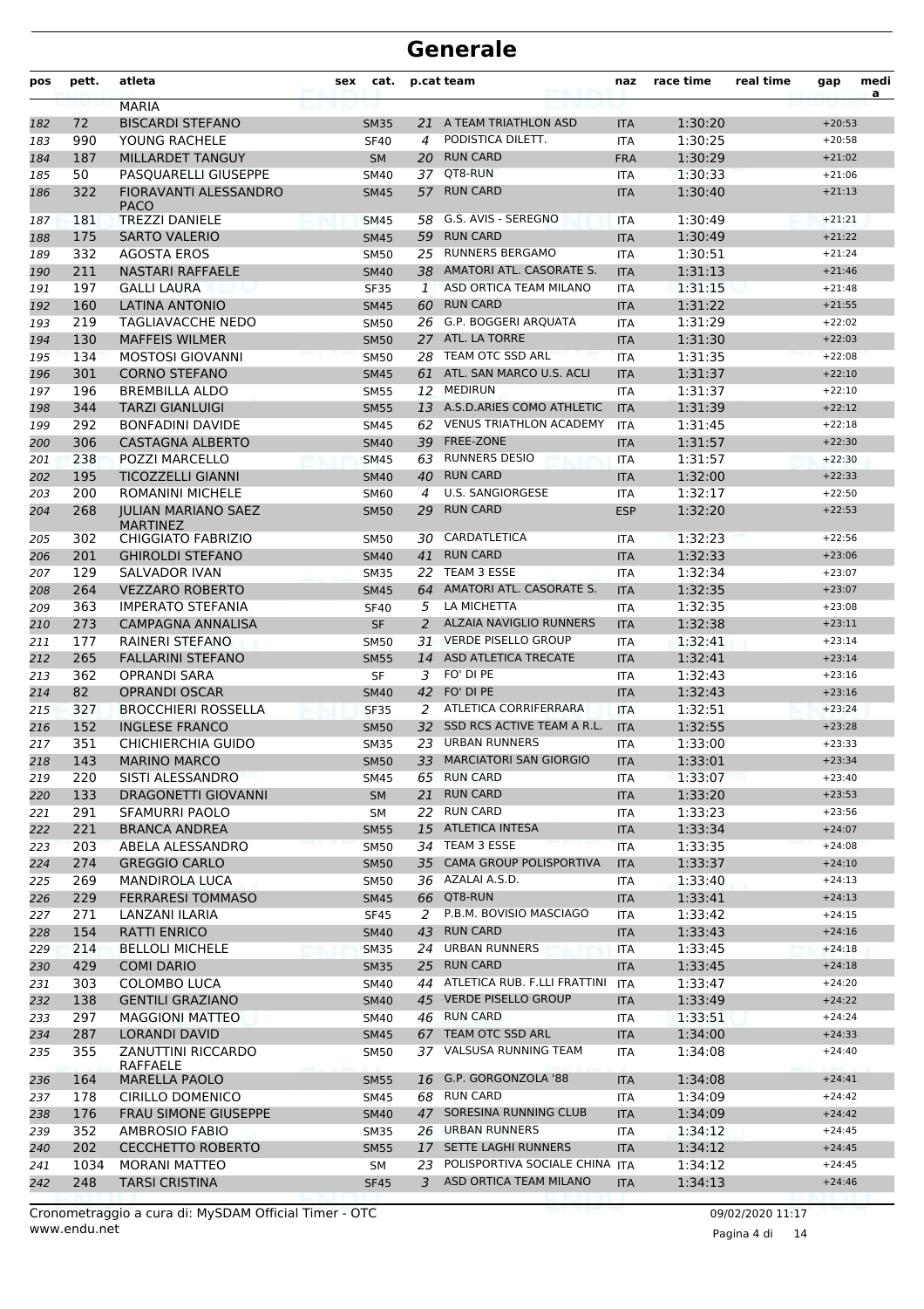# Generale

| pos | pett. | atleta | sex | cat. | p.cat | team | naz | race time | real time | gap | media |
|---|---|---|---|---|---|---|---|---|---|---|---|
| | | MARIA | | | | | | | | | |
| 182 | 72 | BISCARDI STEFANO | | SM35 | 21 | A TEAM TRIATHLON ASD | ITA | 1:30:20 | | +20:53 | |
| 183 | 990 | YOUNG RACHELE | | SF40 | 4 | PODISTICA DILETT. | ITA | 1:30:25 | | +20:58 | |
| 184 | 187 | MILLARDET TANGUY | | SM | 20 | RUN CARD | FRA | 1:30:29 | | +21:02 | |
| 185 | 50 | PASQUARELLI GIUSEPPE | | SM40 | 37 | QT8-RUN | ITA | 1:30:33 | | +21:06 | |
| 186 | 322 | FIORAVANTI ALESSANDRO PACO | | SM45 | 57 | RUN CARD | ITA | 1:30:40 | | +21:13 | |
| 187 | 181 | TREZZI DANIELE | | SM45 | 58 | G.S. AVIS - SEREGNO | ITA | 1:30:49 | | +21:21 | |
| 188 | 175 | SARTO VALERIO | | SM45 | 59 | RUN CARD | ITA | 1:30:49 | | +21:22 | |
| 189 | 332 | AGOSTA EROS | | SM50 | 25 | RUNNERS BERGAMO | ITA | 1:30:51 | | +21:24 | |
| 190 | 211 | NASTARI RAFFAELE | | SM40 | 38 | AMATORI ATL. CASORATE S. | ITA | 1:31:13 | | +21:46 | |
| 191 | 197 | GALLI LAURA | | SF35 | 1 | ASD ORTICA TEAM MILANO | ITA | 1:31:15 | | +21:48 | |
| 192 | 160 | LATINA ANTONIO | | SM45 | 60 | RUN CARD | ITA | 1:31:22 | | +21:55 | |
| 193 | 219 | TAGLIAVACCHE NEDO | | SM50 | 26 | G.P. BOGGERI ARQUATA | ITA | 1:31:29 | | +22:02 | |
| 194 | 130 | MAFFEIS WILMER | | SM50 | 27 | ATL. LA TORRE | ITA | 1:31:30 | | +22:03 | |
| 195 | 134 | MOSTOSI GIOVANNI | | SM50 | 28 | TEAM OTC SSD ARL | ITA | 1:31:35 | | +22:08 | |
| 196 | 301 | CORNO STEFANO | | SM45 | 61 | ATL. SAN MARCO U.S. ACLI | ITA | 1:31:37 | | +22:10 | |
| 197 | 196 | BREMBILLA ALDO | | SM55 | 12 | MEDIRUN | ITA | 1:31:37 | | +22:10 | |
| 198 | 344 | TARZI GIANLUIGI | | SM55 | 13 | A.S.D.ARIES COMO ATHLETIC | ITA | 1:31:39 | | +22:12 | |
| 199 | 292 | BONFADINI DAVIDE | | SM45 | 62 | VENUS TRIATHLON ACADEMY | ITA | 1:31:45 | | +22:18 | |
| 200 | 306 | CASTAGNA ALBERTO | | SM40 | 39 | FREE-ZONE | ITA | 1:31:57 | | +22:30 | |
| 201 | 238 | POZZI MARCELLO | | SM45 | 63 | RUNNERS DESIO | ITA | 1:31:57 | | +22:30 | |
| 202 | 195 | TICOZZELLI GIANNI | | SM40 | 40 | RUN CARD | ITA | 1:32:00 | | +22:33 | |
| 203 | 200 | ROMANINI MICHELE | | SM60 | 4 | U.S. SANGIORGESE | ITA | 1:32:17 | | +22:50 | |
| 204 | 268 | JULIAN MARIANO SAEZ MARTINEZ | | SM50 | 29 | RUN CARD | ESP | 1:32:20 | | +22:53 | |
| 205 | 302 | CHIGGIATO FABRIZIO | | SM50 | 30 | CARDATLETICA | ITA | 1:32:23 | | +22:56 | |
| 206 | 201 | GHIROLDI STEFANO | | SM40 | 41 | RUN CARD | ITA | 1:32:33 | | +23:06 | |
| 207 | 129 | SALVADOR IVAN | | SM35 | 22 | TEAM 3 ESSE | ITA | 1:32:34 | | +23:07 | |
| 208 | 264 | VEZZARO ROBERTO | | SM45 | 64 | AMATORI ATL. CASORATE S. | ITA | 1:32:35 | | +23:07 | |
| 209 | 363 | IMPERATO STEFANIA | | SF40 | 5 | LA MICHETTA | ITA | 1:32:35 | | +23:08 | |
| 210 | 273 | CAMPAGNA ANNALISA | | SF | 2 | ALZAIA NAVIGLIO RUNNERS | ITA | 1:32:38 | | +23:11 | |
| 211 | 177 | RAINERI STEFANO | | SM50 | 31 | VERDE PISELLO GROUP | ITA | 1:32:41 | | +23:14 | |
| 212 | 265 | FALLARINI STEFANO | | SM55 | 14 | ASD ATLETICA TRECATE | ITA | 1:32:41 | | +23:14 | |
| 213 | 362 | OPRANDI SARA | | SF | 3 | FO' DI PE | ITA | 1:32:43 | | +23:16 | |
| 214 | 82 | OPRANDI OSCAR | | SM40 | 42 | FO' DI PE | ITA | 1:32:43 | | +23:16 | |
| 215 | 327 | BROCCHIERI ROSSELLA | | SF35 | 2 | ATLETICA CORRIFERRARA | ITA | 1:32:51 | | +23:24 | |
| 216 | 152 | INGLESE FRANCO | | SM50 | 32 | SSD RCS ACTIVE TEAM A R.L. | ITA | 1:32:55 | | +23:28 | |
| 217 | 351 | CHICHIERCHIA GUIDO | | SM35 | 23 | URBAN RUNNERS | ITA | 1:33:00 | | +23:33 | |
| 218 | 143 | MARINO MARCO | | SM50 | 33 | MARCIATORI SAN GIORGIO | ITA | 1:33:01 | | +23:34 | |
| 219 | 220 | SISTI ALESSANDRO | | SM45 | 65 | RUN CARD | ITA | 1:33:07 | | +23:40 | |
| 220 | 133 | DRAGONETTI GIOVANNI | | SM | 21 | RUN CARD | ITA | 1:33:20 | | +23:53 | |
| 221 | 291 | SFAMURRI PAOLO | | SM | 22 | RUN CARD | ITA | 1:33:23 | | +23:56 | |
| 222 | 221 | BRANCA ANDREA | | SM55 | 15 | ATLETICA INTESA | ITA | 1:33:34 | | +24:07 | |
| 223 | 203 | ABELA ALESSANDRO | | SM50 | 34 | TEAM 3 ESSE | ITA | 1:33:35 | | +24:08 | |
| 224 | 274 | GREGGIO CARLO | | SM50 | 35 | CAMA GROUP POLISPORTIVA | ITA | 1:33:37 | | +24:10 | |
| 225 | 269 | MANDIROLA LUCA | | SM50 | 36 | AZALAI A.S.D. | ITA | 1:33:40 | | +24:13 | |
| 226 | 229 | FERRARESI TOMMASO | | SM45 | 66 | QT8-RUN | ITA | 1:33:41 | | +24:13 | |
| 227 | 271 | LANZANI ILARIA | | SF45 | 2 | P.B.M. BOVISIO MASCIAGO | ITA | 1:33:42 | | +24:15 | |
| 228 | 154 | RATTI ENRICO | | SM40 | 43 | RUN CARD | ITA | 1:33:43 | | +24:16 | |
| 229 | 214 | BELLOLI MICHELE | | SM35 | 24 | URBAN RUNNERS | ITA | 1:33:45 | | +24:18 | |
| 230 | 429 | COMI DARIO | | SM35 | 25 | RUN CARD | ITA | 1:33:45 | | +24:18 | |
| 231 | 303 | COLOMBO LUCA | | SM40 | 44 | ATLETICA RUB. F.LLI FRATTINI | ITA | 1:33:47 | | +24:20 | |
| 232 | 138 | GENTILI GRAZIANO | | SM40 | 45 | VERDE PISELLO GROUP | ITA | 1:33:49 | | +24:22 | |
| 233 | 297 | MAGGIONI MATTEO | | SM40 | 46 | RUN CARD | ITA | 1:33:51 | | +24:24 | |
| 234 | 287 | LORANDI DAVID | | SM45 | 67 | TEAM OTC SSD ARL | ITA | 1:34:00 | | +24:33 | |
| 235 | 355 | ZANUTTINI RICCARDO RAFFAELE | | SM50 | 37 | VALSUSA RUNNING TEAM | ITA | 1:34:08 | | +24:40 | |
| 236 | 164 | MARELLA PAOLO | | SM55 | 16 | G.P. GORGONZOLA '88 | ITA | 1:34:08 | | +24:41 | |
| 237 | 178 | CIRILLO DOMENICO | | SM45 | 68 | RUN CARD | ITA | 1:34:09 | | +24:42 | |
| 238 | 176 | FRAU SIMONE GIUSEPPE | | SM40 | 47 | SORESINA RUNNING CLUB | ITA | 1:34:09 | | +24:42 | |
| 239 | 352 | AMBROSIO FABIO | | SM35 | 26 | URBAN RUNNERS | ITA | 1:34:12 | | +24:45 | |
| 240 | 202 | CECCHETTO ROBERTO | | SM55 | 17 | SETTE LAGHI RUNNERS | ITA | 1:34:12 | | +24:45 | |
| 241 | 1034 | MORANI MATTEO | | SM | 23 | POLISPORTIVA SOCIALE CHINA | ITA | 1:34:12 | | +24:45 | |
| 242 | 248 | TARSI CRISTINA | | SF45 | 3 | ASD ORTICA TEAM MILANO | ITA | 1:34:13 | | +24:46 | |

Cronometraggio a cura di: MySDAM Official Timer - OTC
www.endu.net

09/02/2020 11:17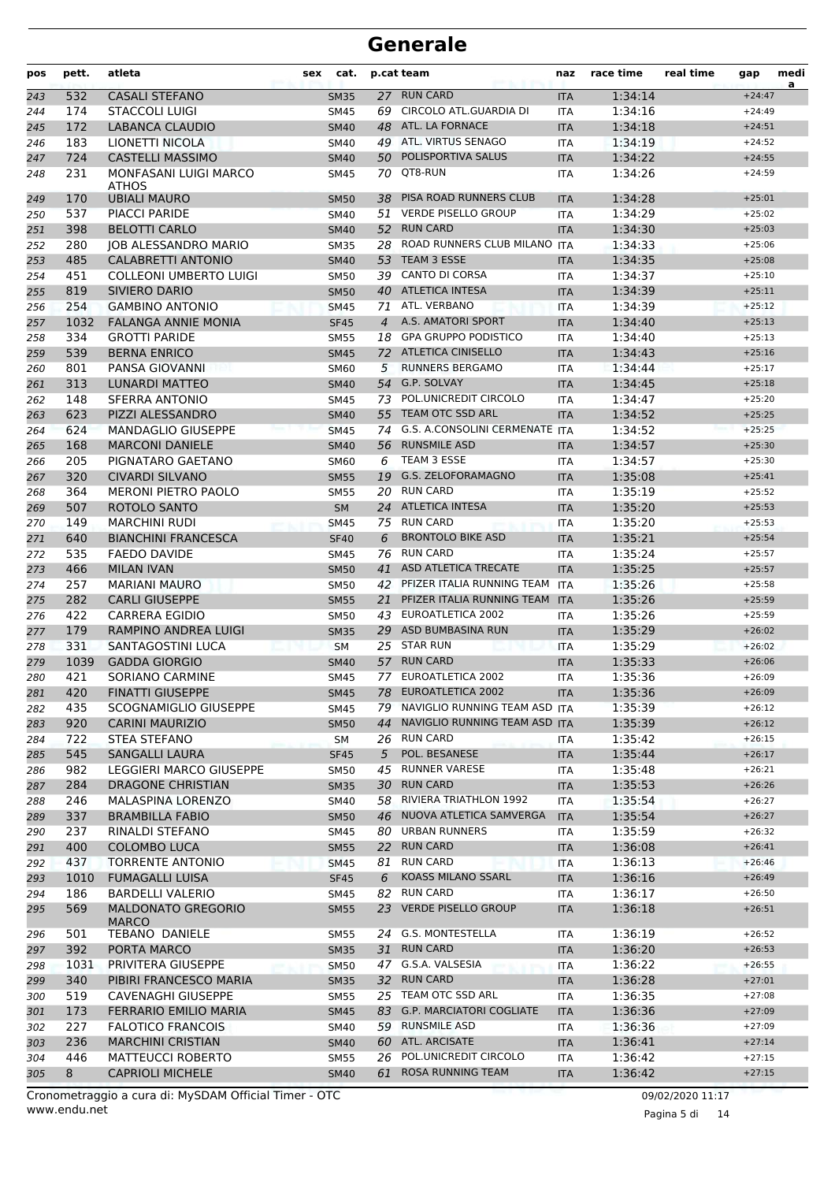# Generale

| pos | pett. | atleta | sex | cat. | p.cat | team | naz | race time | real time | gap | media |
|---|---|---|---|---|---|---|---|---|---|---|---|
| 243 | 532 | CASALI STEFANO | | SM35 | 27 | RUN CARD | ITA | 1:34:14 | | +24:47 | |
| 244 | 174 | STACCOLI LUIGI | | SM45 | 69 | CIRCOLO ATL.GUARDIA DI | ITA | 1:34:16 | | +24:49 | |
| 245 | 172 | LABANCA CLAUDIO | | SM40 | 48 | ATL. LA FORNACE | ITA | 1:34:18 | | +24:51 | |
| 246 | 183 | LIONETTI NICOLA | | SM40 | 49 | ATL. VIRTUS SENAGO | ITA | 1:34:19 | | +24:52 | |
| 247 | 724 | CASTELLI MASSIMO | | SM40 | 50 | POLISPORTIVA SALUS | ITA | 1:34:22 | | +24:55 | |
| 248 | 231 | MONFASANI LUIGI MARCO ATHOS | | SM45 | 70 | QT8-RUN | ITA | 1:34:26 | | +24:59 | |
| 249 | 170 | UBIALI MAURO | | SM50 | 38 | PISA ROAD RUNNERS CLUB | ITA | 1:34:28 | | +25:01 | |
| 250 | 537 | PIACCI PARIDE | | SM40 | 51 | VERDE PISELLO GROUP | ITA | 1:34:29 | | +25:02 | |
| 251 | 398 | BELOTTI CARLO | | SM40 | 52 | RUN CARD | ITA | 1:34:30 | | +25:03 | |
| 252 | 280 | JOB ALESSANDRO MARIO | | SM35 | 28 | ROAD RUNNERS CLUB MILANO | ITA | 1:34:33 | | +25:06 | |
| 253 | 485 | CALABRETTI ANTONIO | | SM40 | 53 | TEAM 3 ESSE | ITA | 1:34:35 | | +25:08 | |
| 254 | 451 | COLLEONI UMBERTO LUIGI | | SM50 | 39 | CANTO DI CORSA | ITA | 1:34:37 | | +25:10 | |
| 255 | 819 | SIVIERO DARIO | | SM50 | 40 | ATLETICA INTESA | ITA | 1:34:39 | | +25:11 | |
| 256 | 254 | GAMBINO ANTONIO | | SM45 | 71 | ATL. VERBANO | ITA | 1:34:39 | | +25:12 | |
| 257 | 1032 | FALANGA ANNIE MONIA | | SF45 | 4 | A.S. AMATORI SPORT | ITA | 1:34:40 | | +25:13 | |
| 258 | 334 | GROTTI PARIDE | | SM55 | 18 | GPA GRUPPO PODISTICO | ITA | 1:34:40 | | +25:13 | |
| 259 | 539 | BERNA ENRICO | | SM45 | 72 | ATLETICA CINISELLO | ITA | 1:34:43 | | +25:16 | |
| 260 | 801 | PANSA GIOVANNI | | SM60 | 5 | RUNNERS BERGAMO | ITA | 1:34:44 | | +25:17 | |
| 261 | 313 | LUNARDI MATTEO | | SM40 | 54 | G.P. SOLVAY | ITA | 1:34:45 | | +25:18 | |
| 262 | 148 | SFERRA ANTONIO | | SM45 | 73 | POL.UNICREDIT CIRCOLO | ITA | 1:34:47 | | +25:20 | |
| 263 | 623 | PIZZI ALESSANDRO | | SM40 | 55 | TEAM OTC SSD ARL | ITA | 1:34:52 | | +25:25 | |
| 264 | 624 | MANDAGLIO GIUSEPPE | | SM45 | 74 | G.S. A.CONSOLINI CERMENATE | ITA | 1:34:52 | | +25:25 | |
| 265 | 168 | MARCONI DANIELE | | SM40 | 56 | RUNSMILE ASD | ITA | 1:34:57 | | +25:30 | |
| 266 | 205 | PIGNATARO GAETANO | | SM60 | 6 | TEAM 3 ESSE | ITA | 1:34:57 | | +25:30 | |
| 267 | 320 | CIVARDI SILVANO | | SM55 | 19 | G.S. ZELOFORAMAGNO | ITA | 1:35:08 | | +25:41 | |
| 268 | 364 | MERONI PIETRO PAOLO | | SM55 | 20 | RUN CARD | ITA | 1:35:19 | | +25:52 | |
| 269 | 507 | ROTOLO SANTO | | SM | 24 | ATLETICA INTESA | ITA | 1:35:20 | | +25:53 | |
| 270 | 149 | MARCHINI RUDI | | SM45 | 75 | RUN CARD | ITA | 1:35:20 | | +25:53 | |
| 271 | 640 | BIANCHINI FRANCESCA | | SF40 | 6 | BRONTOLO BIKE ASD | ITA | 1:35:21 | | +25:54 | |
| 272 | 535 | FAEDO DAVIDE | | SM45 | 76 | RUN CARD | ITA | 1:35:24 | | +25:57 | |
| 273 | 466 | MILAN IVAN | | SM50 | 41 | ASD ATLETICA TRECATE | ITA | 1:35:25 | | +25:57 | |
| 274 | 257 | MARIANI MAURO | | SM50 | 42 | PFIZER ITALIA RUNNING TEAM | ITA | 1:35:26 | | +25:58 | |
| 275 | 282 | CARLI GIUSEPPE | | SM55 | 21 | PFIZER ITALIA RUNNING TEAM | ITA | 1:35:26 | | +25:59 | |
| 276 | 422 | CARRERA EGIDIO | | SM50 | 43 | EUROATLETICA 2002 | ITA | 1:35:26 | | +25:59 | |
| 277 | 179 | RAMPINO ANDREA LUIGI | | SM35 | 29 | ASD BUMBASINA RUN | ITA | 1:35:29 | | +26:02 | |
| 278 | 331 | SANTAGOSTINI LUCA | | SM | 25 | STAR RUN | ITA | 1:35:29 | | +26:02 | |
| 279 | 1039 | GADDA GIORGIO | | SM40 | 57 | RUN CARD | ITA | 1:35:33 | | +26:06 | |
| 280 | 421 | SORIANO CARMINE | | SM45 | 77 | EUROATLETICA 2002 | ITA | 1:35:36 | | +26:09 | |
| 281 | 420 | FINATTI GIUSEPPE | | SM45 | 78 | EUROATLETICA 2002 | ITA | 1:35:36 | | +26:09 | |
| 282 | 435 | SCOGNAMIGLIO GIUSEPPE | | SM45 | 79 | NAVIGLIO RUNNING TEAM ASD | ITA | 1:35:39 | | +26:12 | |
| 283 | 920 | CARINI MAURIZIO | | SM50 | 44 | NAVIGLIO RUNNING TEAM ASD | ITA | 1:35:39 | | +26:12 | |
| 284 | 722 | STEA STEFANO | | SM | 26 | RUN CARD | ITA | 1:35:42 | | +26:15 | |
| 285 | 545 | SANGALLI LAURA | | SF45 | 5 | POL. BESANESE | ITA | 1:35:44 | | +26:17 | |
| 286 | 982 | LEGGIERI MARCO GIUSEPPE | | SM50 | 45 | RUNNER VARESE | ITA | 1:35:48 | | +26:21 | |
| 287 | 284 | DRAGONE CHRISTIAN | | SM35 | 30 | RUN CARD | ITA | 1:35:53 | | +26:26 | |
| 288 | 246 | MALASPINA LORENZO | | SM40 | 58 | RIVIERA TRIATHLON 1992 | ITA | 1:35:54 | | +26:27 | |
| 289 | 337 | BRAMBILLA FABIO | | SM50 | 46 | NUOVA ATLETICA SAMVERGA | ITA | 1:35:54 | | +26:27 | |
| 290 | 237 | RINALDI STEFANO | | SM45 | 80 | URBAN RUNNERS | ITA | 1:35:59 | | +26:32 | |
| 291 | 400 | COLOMBO LUCA | | SM55 | 22 | RUN CARD | ITA | 1:36:08 | | +26:41 | |
| 292 | 437 | TORRENTE ANTONIO | | SM45 | 81 | RUN CARD | ITA | 1:36:13 | | +26:46 | |
| 293 | 1010 | FUMAGALLI LUISA | | SF45 | 6 | KOASS MILANO SSARL | ITA | 1:36:16 | | +26:49 | |
| 294 | 186 | BARDELLI VALERIO | | SM45 | 82 | RUN CARD | ITA | 1:36:17 | | +26:50 | |
| 295 | 569 | MALDONATO GREGORIO MARCO | | SM55 | 23 | VERDE PISELLO GROUP | ITA | 1:36:18 | | +26:51 | |
| 296 | 501 | TEBANO DANIELE | | SM55 | 24 | G.S. MONTESTELLA | ITA | 1:36:19 | | +26:52 | |
| 297 | 392 | PORTA MARCO | | SM35 | 31 | RUN CARD | ITA | 1:36:20 | | +26:53 | |
| 298 | 1031 | PRIVITERA GIUSEPPE | | SM50 | 47 | G.S.A. VALSESIA | ITA | 1:36:22 | | +26:55 | |
| 299 | 340 | PIBIRI FRANCESCO MARIA | | SM35 | 32 | RUN CARD | ITA | 1:36:28 | | +27:01 | |
| 300 | 519 | CAVENAGHI GIUSEPPE | | SM55 | 25 | TEAM OTC SSD ARL | ITA | 1:36:35 | | +27:08 | |
| 301 | 173 | FERRARIO EMILIO MARIA | | SM45 | 83 | G.P. MARCIATORI COGLIATE | ITA | 1:36:36 | | +27:09 | |
| 302 | 227 | FALOTICO FRANCOIS | | SM40 | 59 | RUNSMILE ASD | ITA | 1:36:36 | | +27:09 | |
| 303 | 236 | MARCHINI CRISTIAN | | SM40 | 60 | ATL. ARCISATE | ITA | 1:36:41 | | +27:14 | |
| 304 | 446 | MATTEUCCI ROBERTO | | SM55 | 26 | POL.UNICREDIT CIRCOLO | ITA | 1:36:42 | | +27:15 | |
| 305 | 8 | CAPRIOLI MICHELE | | SM40 | 61 | ROSA RUNNING TEAM | ITA | 1:36:42 | | +27:15 | |

Cronometraggio a cura di: MySDAM Official Timer - OTC
www.endu.net

09/02/2020 11:17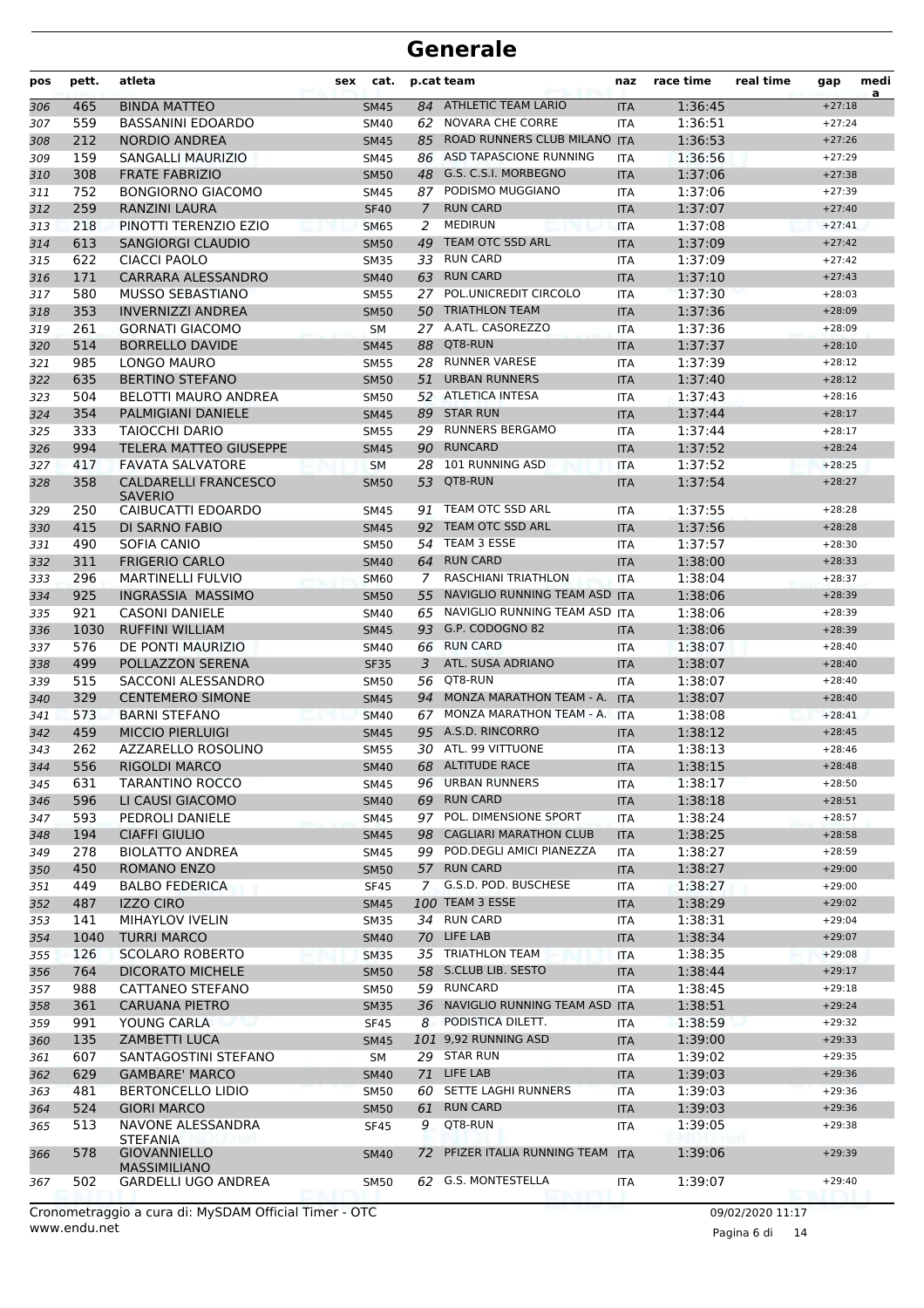# Generale

| pos | pett. | atleta | sex | cat. | p.cat | team | naz | race time | real time | gap | media |
|---|---|---|---|---|---|---|---|---|---|---|---|
| 306 | 465 | BINDA MATTEO | | SM45 | 84 | ATHLETIC TEAM LARIO | ITA | 1:36:45 | | +27:18 | |
| 307 | 559 | BASSANINI EDOARDO | | SM40 | 62 | NOVARA CHE CORRE | ITA | 1:36:51 | | +27:24 | |
| 308 | 212 | NORDIO ANDREA | | SM45 | 85 | ROAD RUNNERS CLUB MILANO | ITA | 1:36:53 | | +27:26 | |
| 309 | 159 | SANGALLI MAURIZIO | | SM45 | 86 | ASD TAPASCIONE RUNNING | ITA | 1:36:56 | | +27:29 | |
| 310 | 308 | FRATE FABRIZIO | | SM50 | 48 | G.S. C.S.I. MORBEGNO | ITA | 1:37:06 | | +27:38 | |
| 311 | 752 | BONGIORNO GIACOMO | | SM45 | 87 | PODISMO MUGGIANO | ITA | 1:37:06 | | +27:39 | |
| 312 | 259 | RANZINI LAURA | | SF40 | 7 | RUN CARD | ITA | 1:37:07 | | +27:40 | |
| 313 | 218 | PINOTTI TERENZIO EZIO | | SM65 | 2 | MEDIRUN | ITA | 1:37:08 | | +27:41 | |
| 314 | 613 | SANGIORGI CLAUDIO | | SM50 | 49 | TEAM OTC SSD ARL | ITA | 1:37:09 | | +27:42 | |
| 315 | 622 | CIACCI PAOLO | | SM35 | 33 | RUN CARD | ITA | 1:37:09 | | +27:42 | |
| 316 | 171 | CARRARA ALESSANDRO | | SM40 | 63 | RUN CARD | ITA | 1:37:10 | | +27:43 | |
| 317 | 580 | MUSSO SEBASTIANO | | SM55 | 27 | POL.UNICREDIT CIRCOLO | ITA | 1:37:30 | | +28:03 | |
| 318 | 353 | INVERNIZZI ANDREA | | SM50 | 50 | TRIATHLON TEAM | ITA | 1:37:36 | | +28:09 | |
| 319 | 261 | GORNATI GIACOMO | | SM | 27 | A.ATL. CASOREZZO | ITA | 1:37:36 | | +28:09 | |
| 320 | 514 | BORRELLO DAVIDE | | SM45 | 88 | QT8-RUN | ITA | 1:37:37 | | +28:10 | |
| 321 | 985 | LONGO MAURO | | SM55 | 28 | RUNNER VARESE | ITA | 1:37:39 | | +28:12 | |
| 322 | 635 | BERTINO STEFANO | | SM50 | 51 | URBAN RUNNERS | ITA | 1:37:40 | | +28:12 | |
| 323 | 504 | BELOTTI MAURO ANDREA | | SM50 | 52 | ATLETICA INTESA | ITA | 1:37:43 | | +28:16 | |
| 324 | 354 | PALMIGIANI DANIELE | | SM45 | 89 | STAR RUN | ITA | 1:37:44 | | +28:17 | |
| 325 | 333 | TAIOCCHI DARIO | | SM55 | 29 | RUNNERS BERGAMO | ITA | 1:37:44 | | +28:17 | |
| 326 | 994 | TELERA MATTEO GIUSEPPE | | SM45 | 90 | RUNCARD | ITA | 1:37:52 | | +28:24 | |
| 327 | 417 | FAVATA SALVATORE | | SM | 28 | 101 RUNNING ASD | ITA | 1:37:52 | | +28:25 | |
| 328 | 358 | CALDARELLI FRANCESCO SAVERIO | | SM50 | 53 | QT8-RUN | ITA | 1:37:54 | | +28:27 | |
| 329 | 250 | CAIBUCATTI EDOARDO | | SM45 | 91 | TEAM OTC SSD ARL | ITA | 1:37:55 | | +28:28 | |
| 330 | 415 | DI SARNO FABIO | | SM45 | 92 | TEAM OTC SSD ARL | ITA | 1:37:56 | | +28:28 | |
| 331 | 490 | SOFIA CANIO | | SM50 | 54 | TEAM 3 ESSE | ITA | 1:37:57 | | +28:30 | |
| 332 | 311 | FRIGERIO CARLO | | SM40 | 64 | RUN CARD | ITA | 1:38:00 | | +28:33 | |
| 333 | 296 | MARTINELLI FULVIO | | SM60 | 7 | RASCHIANI TRIATHLON | ITA | 1:38:04 | | +28:37 | |
| 334 | 925 | INGRASSIA MASSIMO | | SM50 | 55 | NAVIGLIO RUNNING TEAM ASD | ITA | 1:38:06 | | +28:39 | |
| 335 | 921 | CASONI DANIELE | | SM40 | 65 | NAVIGLIO RUNNING TEAM ASD | ITA | 1:38:06 | | +28:39 | |
| 336 | 1030 | RUFFINI WILLIAM | | SM45 | 93 | G.P. CODOGNO 82 | ITA | 1:38:06 | | +28:39 | |
| 337 | 576 | DE PONTI MAURIZIO | | SM40 | 66 | RUN CARD | ITA | 1:38:07 | | +28:40 | |
| 338 | 499 | POLLAZZON SERENA | | SF35 | 3 | ATL. SUSA ADRIANO | ITA | 1:38:07 | | +28:40 | |
| 339 | 515 | SACCONI ALESSANDRO | | SM50 | 56 | QT8-RUN | ITA | 1:38:07 | | +28:40 | |
| 340 | 329 | CENTEMERO SIMONE | | SM45 | 94 | MONZA MARATHON TEAM - A. | ITA | 1:38:07 | | +28:40 | |
| 341 | 573 | BARNI STEFANO | | SM40 | 67 | MONZA MARATHON TEAM - A. | ITA | 1:38:08 | | +28:41 | |
| 342 | 459 | MICCIO PIERLUIGI | | SM45 | 95 | A.S.D. RINCORRO | ITA | 1:38:12 | | +28:45 | |
| 343 | 262 | AZZARELLO ROSOLINO | | SM55 | 30 | ATL. 99 VITTUONE | ITA | 1:38:13 | | +28:46 | |
| 344 | 556 | RIGOLDI MARCO | | SM40 | 68 | ALTITUDE RACE | ITA | 1:38:15 | | +28:48 | |
| 345 | 631 | TARANTINO ROCCO | | SM45 | 96 | URBAN RUNNERS | ITA | 1:38:17 | | +28:50 | |
| 346 | 596 | LI CAUSI GIACOMO | | SM40 | 69 | RUN CARD | ITA | 1:38:18 | | +28:51 | |
| 347 | 593 | PEDROLI DANIELE | | SM45 | 97 | POL. DIMENSIONE SPORT | ITA | 1:38:24 | | +28:57 | |
| 348 | 194 | CIAFFI GIULIO | | SM45 | 98 | CAGLIARI MARATHON CLUB | ITA | 1:38:25 | | +28:58 | |
| 349 | 278 | BIOLATTO ANDREA | | SM45 | 99 | POD.DEGLI AMICI PIANEZZA | ITA | 1:38:27 | | +28:59 | |
| 350 | 450 | ROMANO ENZO | | SM50 | 57 | RUN CARD | ITA | 1:38:27 | | +29:00 | |
| 351 | 449 | BALBO FEDERICA | | SF45 | 7 | G.S.D. POD. BUSCHESE | ITA | 1:38:27 | | +29:00 | |
| 352 | 487 | IZZO CIRO | | SM45 | 100 | TEAM 3 ESSE | ITA | 1:38:29 | | +29:02 | |
| 353 | 141 | MIHAYLOV IVELIN | | SM35 | 34 | RUN CARD | ITA | 1:38:31 | | +29:04 | |
| 354 | 1040 | TURRI MARCO | | SM40 | 70 | LIFE LAB | ITA | 1:38:34 | | +29:07 | |
| 355 | 126 | SCOLARO ROBERTO | | SM35 | 35 | TRIATHLON TEAM | ITA | 1:38:35 | | +29:08 | |
| 356 | 764 | DICORATO MICHELE | | SM50 | 58 | S.CLUB LIB. SESTO | ITA | 1:38:44 | | +29:17 | |
| 357 | 988 | CATTANEO STEFANO | | SM50 | 59 | RUNCARD | ITA | 1:38:45 | | +29:18 | |
| 358 | 361 | CARUANA PIETRO | | SM35 | 36 | NAVIGLIO RUNNING TEAM ASD | ITA | 1:38:51 | | +29:24 | |
| 359 | 991 | YOUNG CARLA | | SF45 | 8 | PODISTICA DILETT. | ITA | 1:38:59 | | +29:32 | |
| 360 | 135 | ZAMBETTI LUCA | | SM45 | 101 | 9,92 RUNNING ASD | ITA | 1:39:00 | | +29:33 | |
| 361 | 607 | SANTAGOSTINI STEFANO | | SM | 29 | STAR RUN | ITA | 1:39:02 | | +29:35 | |
| 362 | 629 | GAMBARE' MARCO | | SM40 | 71 | LIFE LAB | ITA | 1:39:03 | | +29:36 | |
| 363 | 481 | BERTONCELLO LIDIO | | SM50 | 60 | SETTE LAGHI RUNNERS | ITA | 1:39:03 | | +29:36 | |
| 364 | 524 | GIORI MARCO | | SM50 | 61 | RUN CARD | ITA | 1:39:03 | | +29:36 | |
| 365 | 513 | NAVONE ALESSANDRA STEFANIA | | SF45 | 9 | QT8-RUN | ITA | 1:39:05 | | +29:38 | |
| 366 | 578 | GIOVANNIELLO MASSIMILIANO | | SM40 | 72 | PFIZER ITALIA RUNNING TEAM | ITA | 1:39:06 | | +29:39 | |
| 367 | 502 | GARDELLI UGO ANDREA | | SM50 | 62 | G.S. MONTESTELLA | ITA | 1:39:07 | | +29:40 | |

Cronometraggio a cura di: MySDAM Official Timer - OTC
www.endu.net

09/02/2020 11:17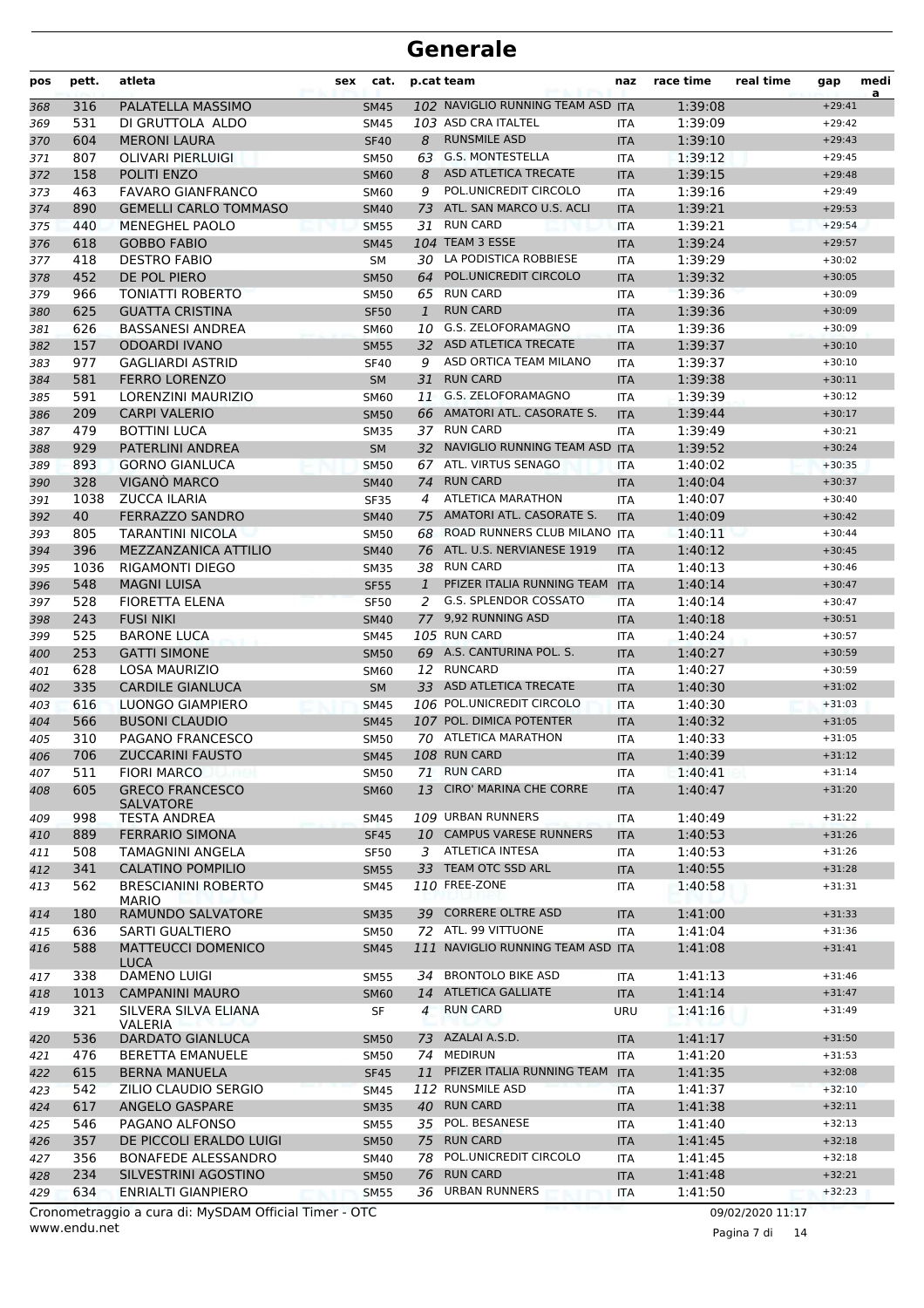# Generale

| pos | pett. | atleta | sex | cat. | p.cat | team | naz | race time | real time | gap | media |
|---|---|---|---|---|---|---|---|---|---|---|---|
| 368 | 316 | PALATELLA MASSIMO | | SM45 | 102 | NAVIGLIO RUNNING TEAM ASD | ITA | 1:39:08 | | +29:41 | |
| 369 | 531 | DI GRUTTOLA ALDO | | SM45 | 103 | ASD CRA ITALTEL | ITA | 1:39:09 | | +29:42 | |
| 370 | 604 | MERONI LAURA | | SF40 | 8 | RUNSMILE ASD | ITA | 1:39:10 | | +29:43 | |
| 371 | 807 | OLIVARI PIERLUIGI | | SM50 | 63 | G.S. MONTESTELLA | ITA | 1:39:12 | | +29:45 | |
| 372 | 158 | POLITI ENZO | | SM60 | 8 | ASD ATLETICA TRECATE | ITA | 1:39:15 | | +29:48 | |
| 373 | 463 | FAVARO GIANFRANCO | | SM60 | 9 | POL.UNICREDIT CIRCOLO | ITA | 1:39:16 | | +29:49 | |
| 374 | 890 | GEMELLI CARLO TOMMASO | | SM40 | 73 | ATL. SAN MARCO U.S. ACLI | ITA | 1:39:21 | | +29:53 | |
| 375 | 440 | MENEGHEL PAOLO | | SM55 | 31 | RUN CARD | ITA | 1:39:21 | | +29:54 | |
| 376 | 618 | GOBBO FABIO | | SM45 | 104 | TEAM 3 ESSE | ITA | 1:39:24 | | +29:57 | |
| 377 | 418 | DESTRO FABIO | | SM | 30 | LA PODISTICA ROBBIESE | ITA | 1:39:29 | | +30:02 | |
| 378 | 452 | DE POL PIERO | | SM50 | 64 | POL.UNICREDIT CIRCOLO | ITA | 1:39:32 | | +30:05 | |
| 379 | 966 | TONIATTI ROBERTO | | SM50 | 65 | RUN CARD | ITA | 1:39:36 | | +30:09 | |
| 380 | 625 | GUATTA CRISTINA | | SF50 | 1 | RUN CARD | ITA | 1:39:36 | | +30:09 | |
| 381 | 626 | BASSANESI ANDREA | | SM60 | 10 | G.S. ZELOFORAMAGNO | ITA | 1:39:36 | | +30:09 | |
| 382 | 157 | ODOARDI IVANO | | SM55 | 32 | ASD ATLETICA TRECATE | ITA | 1:39:37 | | +30:10 | |
| 383 | 977 | GAGLIARDI ASTRID | | SF40 | 9 | ASD ORTICA TEAM MILANO | ITA | 1:39:37 | | +30:10 | |
| 384 | 581 | FERRO LORENZO | | SM | 31 | RUN CARD | ITA | 1:39:38 | | +30:11 | |
| 385 | 591 | LORENZINI MAURIZIO | | SM60 | 11 | G.S. ZELOFORAMAGNO | ITA | 1:39:39 | | +30:12 | |
| 386 | 209 | CARPI VALERIO | | SM50 | 66 | AMATORI ATL. CASORATE S. | ITA | 1:39:44 | | +30:17 | |
| 387 | 479 | BOTTINI LUCA | | SM35 | 37 | RUN CARD | ITA | 1:39:49 | | +30:21 | |
| 388 | 929 | PATERLINI ANDREA | | SM | 32 | NAVIGLIO RUNNING TEAM ASD | ITA | 1:39:52 | | +30:24 | |
| 389 | 893 | GORNO GIANLUCA | | SM50 | 67 | ATL. VIRTUS SENAGO | ITA | 1:40:02 | | +30:35 | |
| 390 | 328 | VIGANÒ MARCO | | SM40 | 74 | RUN CARD | ITA | 1:40:04 | | +30:37 | |
| 391 | 1038 | ZUCCA ILARIA | | SF35 | 4 | ATLETICA MARATHON | ITA | 1:40:07 | | +30:40 | |
| 392 | 40 | FERRAZZO SANDRO | | SM40 | 75 | AMATORI ATL. CASORATE S. | ITA | 1:40:09 | | +30:42 | |
| 393 | 805 | TARANTINI NICOLA | | SM50 | 68 | ROAD RUNNERS CLUB MILANO | ITA | 1:40:11 | | +30:44 | |
| 394 | 396 | MEZZANZANICA ATTILIO | | SM40 | 76 | ATL. U.S. NERVIANESE 1919 | ITA | 1:40:12 | | +30:45 | |
| 395 | 1036 | RIGAMONTI DIEGO | | SM35 | 38 | RUN CARD | ITA | 1:40:13 | | +30:46 | |
| 396 | 548 | MAGNI LUISA | | SF55 | 1 | PFIZER ITALIA RUNNING TEAM | ITA | 1:40:14 | | +30:47 | |
| 397 | 528 | FIORETTA ELENA | | SF50 | 2 | G.S. SPLENDOR COSSATO | ITA | 1:40:14 | | +30:47 | |
| 398 | 243 | FUSI NIKI | | SM40 | 77 | 9,92 RUNNING ASD | ITA | 1:40:18 | | +30:51 | |
| 399 | 525 | BARONE LUCA | | SM45 | 105 | RUN CARD | ITA | 1:40:24 | | +30:57 | |
| 400 | 253 | GATTI SIMONE | | SM50 | 69 | A.S. CANTURINA POL. S. | ITA | 1:40:27 | | +30:59 | |
| 401 | 628 | LOSA MAURIZIO | | SM60 | 12 | RUNCARD | ITA | 1:40:27 | | +30:59 | |
| 402 | 335 | CARDILE GIANLUCA | | SM | 33 | ASD ATLETICA TRECATE | ITA | 1:40:30 | | +31:02 | |
| 403 | 616 | LUONGO GIAMPIERO | | SM45 | 106 | POL.UNICREDIT CIRCOLO | ITA | 1:40:30 | | +31:03 | |
| 404 | 566 | BUSONI CLAUDIO | | SM45 | 107 | POL. DIMICA POTENTER | ITA | 1:40:32 | | +31:05 | |
| 405 | 310 | PAGANO FRANCESCO | | SM50 | 70 | ATLETICA MARATHON | ITA | 1:40:33 | | +31:05 | |
| 406 | 706 | ZUCCARINI FAUSTO | | SM45 | 108 | RUN CARD | ITA | 1:40:39 | | +31:12 | |
| 407 | 511 | FIORI MARCO | | SM50 | 71 | RUN CARD | ITA | 1:40:41 | | +31:14 | |
| 408 | 605 | GRECO FRANCESCO SALVATORE | | SM60 | 13 | CIRO' MARINA CHE CORRE | ITA | 1:40:47 | | +31:20 | |
| 409 | 998 | TESTA ANDREA | | SM45 | 109 | URBAN RUNNERS | ITA | 1:40:49 | | +31:22 | |
| 410 | 889 | FERRARIO SIMONA | | SF45 | 10 | CAMPUS VARESE RUNNERS | ITA | 1:40:53 | | +31:26 | |
| 411 | 508 | TAMAGNINI ANGELA | | SF50 | 3 | ATLETICA INTESA | ITA | 1:40:53 | | +31:26 | |
| 412 | 341 | CALATINO POMPILIO | | SM55 | 33 | TEAM OTC SSD ARL | ITA | 1:40:55 | | +31:28 | |
| 413 | 562 | BRESCIANINI ROBERTO MARIO | | SM45 | 110 | FREE-ZONE | ITA | 1:40:58 | | +31:31 | |
| 414 | 180 | RAMUNDO SALVATORE | | SM35 | 39 | CORRERE OLTRE ASD | ITA | 1:41:00 | | +31:33 | |
| 415 | 636 | SARTI GUALTIERO | | SM50 | 72 | ATL. 99 VITTUONE | ITA | 1:41:04 | | +31:36 | |
| 416 | 588 | MATTEUCCI DOMENICO LUCA | | SM45 | 111 | NAVIGLIO RUNNING TEAM ASD | ITA | 1:41:08 | | +31:41 | |
| 417 | 338 | DAMENO LUIGI | | SM55 | 34 | BRONTOLO BIKE ASD | ITA | 1:41:13 | | +31:46 | |
| 418 | 1013 | CAMPANINI MAURO | | SM60 | 14 | ATLETICA GALLIATE | ITA | 1:41:14 | | +31:47 | |
| 419 | 321 | SILVERA SILVA ELIANA VALERIA | | SF | 4 | RUN CARD | URU | 1:41:16 | | +31:49 | |
| 420 | 536 | DARDATO GIANLUCA | | SM50 | 73 | AZALAI A.S.D. | ITA | 1:41:17 | | +31:50 | |
| 421 | 476 | BERETTA EMANUELE | | SM50 | 74 | MEDIRUN | ITA | 1:41:20 | | +31:53 | |
| 422 | 615 | BERNA MANUELA | | SF45 | 11 | PFIZER ITALIA RUNNING TEAM | ITA | 1:41:35 | | +32:08 | |
| 423 | 542 | ZILIO CLAUDIO SERGIO | | SM45 | 112 | RUNSMILE ASD | ITA | 1:41:37 | | +32:10 | |
| 424 | 617 | ANGELO GASPARE | | SM35 | 40 | RUN CARD | ITA | 1:41:38 | | +32:11 | |
| 425 | 546 | PAGANO ALFONSO | | SM55 | 35 | POL. BESANESE | ITA | 1:41:40 | | +32:13 | |
| 426 | 357 | DE PICCOLI ERALDO LUIGI | | SM50 | 75 | RUN CARD | ITA | 1:41:45 | | +32:18 | |
| 427 | 356 | BONAFEDE ALESSANDRO | | SM40 | 78 | POL.UNICREDIT CIRCOLO | ITA | 1:41:45 | | +32:18 | |
| 428 | 234 | SILVESTRINI AGOSTINO | | SM50 | 76 | RUN CARD | ITA | 1:41:48 | | +32:21 | |
| 429 | 634 | ENRIALTI GIANPIERO | | SM55 | 36 | URBAN RUNNERS | ITA | 1:41:50 | | +32:23 | |

Cronometraggio a cura di: MySDAM Official Timer - OTC
www.endu.net

09/02/2020 11:17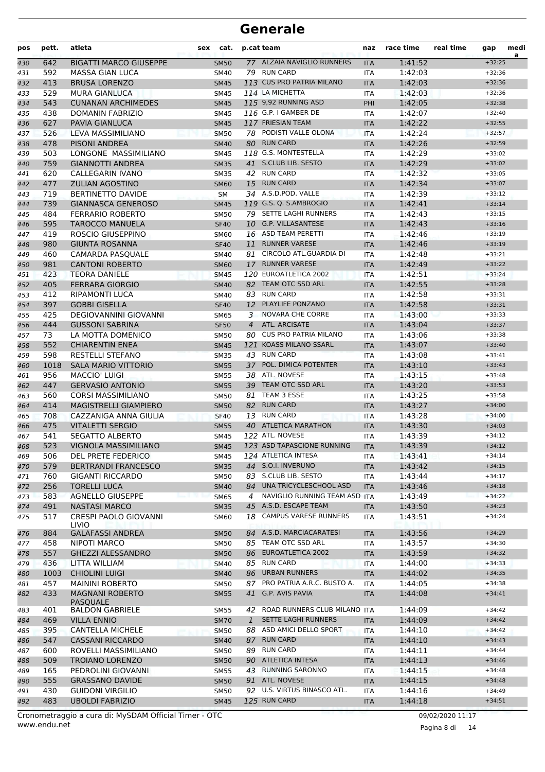# Generale

| pos | pett. | atleta | sex | cat. | p.cat | team | naz | race time | real time | gap | media |
|---|---|---|---|---|---|---|---|---|---|---|---|
| 430 | 642 | BIGATTI MARCO GIUSEPPE | | SM50 | 77 | ALZAIA NAVIGLIO RUNNERS | ITA | 1:41:52 | | +32:25 | |
| 431 | 592 | MASSA GIAN LUCA | | SM40 | 79 | RUN CARD | ITA | 1:42:03 | | +32:36 | |
| 432 | 413 | BRUSA LORENZO | | SM45 | 113 | CUS PRO PATRIA MILANO | ITA | 1:42:03 | | +32:36 | |
| 433 | 529 | MURA GIANLUCA | | SM45 | 114 | LA MICHETTA | ITA | 1:42:03 | | +32:36 | |
| 434 | 543 | CUNANAN ARCHIMEDES | | SM45 | 115 | 9,92 RUNNING ASD | PHI | 1:42:05 | | +32:38 | |
| 435 | 438 | DOMANIN FABRIZIO | | SM45 | 116 | G.P. I GAMBER DE | ITA | 1:42:07 | | +32:40 | |
| 436 | 627 | PAVIA GIANLUCA | | SM45 | 117 | FRIESIAN TEAM | ITA | 1:42:22 | | +32:55 | |
| 437 | 526 | LEVA MASSIMILIANO | | SM50 | 78 | PODISTI VALLE OLONA | ITA | 1:42:24 | | +32:57 | |
| 438 | 478 | PISONI ANDREA | | SM40 | 80 | RUN CARD | ITA | 1:42:26 | | +32:59 | |
| 439 | 503 | LONGONE MASSIMILIANO | | SM45 | 118 | G.S. MONTESTELLA | ITA | 1:42:29 | | +33:02 | |
| 440 | 759 | GIANNOTTI ANDREA | | SM35 | 41 | S.CLUB LIB. SESTO | ITA | 1:42:29 | | +33:02 | |
| 441 | 620 | CALLEGARIN IVANO | | SM35 | 42 | RUN CARD | ITA | 1:42:32 | | +33:05 | |
| 442 | 477 | ZULIAN AGOSTINO | | SM60 | 15 | RUN CARD | ITA | 1:42:34 | | +33:07 | |
| 443 | 719 | BERTINETTO DAVIDE | | SM | 34 | A.S.D.POD. VALLE | ITA | 1:42:39 | | +33:12 | |
| 444 | 739 | GIANNASCA GENEROSO | | SM45 | 119 | G.S. Q. S.AMBROGIO | ITA | 1:42:41 | | +33:14 | |
| 445 | 484 | FERRARIO ROBERTO | | SM50 | 79 | SETTE LAGHI RUNNERS | ITA | 1:42:43 | | +33:15 | |
| 446 | 595 | TAROCCO MANUELA | | SF40 | 10 | G.P. VILLASANTESE | ITA | 1:42:43 | | +33:16 | |
| 447 | 419 | ROSCIO GIUSEPPINO | | SM60 | 16 | ASD TEAM PERETTI | ITA | 1:42:46 | | +33:19 | |
| 448 | 980 | GIUNTA ROSANNA | | SF40 | 11 | RUNNER VARESE | ITA | 1:42:46 | | +33:19 | |
| 449 | 460 | CAMARDA PASQUALE | | SM40 | 81 | CIRCOLO ATL.GUARDIA DI | ITA | 1:42:48 | | +33:21 | |
| 450 | 981 | CANTONI ROBERTO | | SM60 | 17 | RUNNER VARESE | ITA | 1:42:49 | | +33:22 | |
| 451 | 423 | TEORA DANIELE | | SM45 | 120 | EUROATLETICA 2002 | ITA | 1:42:51 | | +33:24 | |
| 452 | 405 | FERRARA GIORGIO | | SM40 | 82 | TEAM OTC SSD ARL | ITA | 1:42:55 | | +33:28 | |
| 453 | 412 | RIPAMONTI LUCA | | SM40 | 83 | RUN CARD | ITA | 1:42:58 | | +33:31 | |
| 454 | 397 | GOBBI GISELLA | | SF40 | 12 | PLAYLIFE PONZANO | ITA | 1:42:58 | | +33:31 | |
| 455 | 425 | DEGIOVANNINI GIOVANNI | | SM65 | 3 | NOVARA CHE CORRE | ITA | 1:43:00 | | +33:33 | |
| 456 | 444 | GUSSONI SABRINA | | SF50 | 4 | ATL. ARCISATE | ITA | 1:43:04 | | +33:37 | |
| 457 | 73 | LA MOTTA DOMENICO | | SM50 | 80 | CUS PRO PATRIA MILANO | ITA | 1:43:06 | | +33:38 | |
| 458 | 552 | CHIARENTIN ENEA | | SM45 | 121 | KOASS MILANO SSARL | ITA | 1:43:07 | | +33:40 | |
| 459 | 598 | RESTELLI STEFANO | | SM35 | 43 | RUN CARD | ITA | 1:43:08 | | +33:41 | |
| 460 | 1018 | SALA MARIO VITTORIO | | SM55 | 37 | POL. DIMICA POTENTER | ITA | 1:43:10 | | +33:43 | |
| 461 | 956 | MACCIO' LUIGI | | SM55 | 38 | ATL. NOVESE | ITA | 1:43:15 | | +33:48 | |
| 462 | 447 | GERVASIO ANTONIO | | SM55 | 39 | TEAM OTC SSD ARL | ITA | 1:43:20 | | +33:53 | |
| 463 | 560 | CORSI MASSIMILIANO | | SM50 | 81 | TEAM 3 ESSE | ITA | 1:43:25 | | +33:58 | |
| 464 | 414 | MAGISTRELLI GIAMPIERO | | SM50 | 82 | RUN CARD | ITA | 1:43:27 | | +34:00 | |
| 465 | 708 | CAZZANIGA ANNA GIULIA | | SF40 | 13 | RUN CARD | ITA | 1:43:28 | | +34:00 | |
| 466 | 475 | VITALETTI SERGIO | | SM55 | 40 | ATLETICA MARATHON | ITA | 1:43:30 | | +34:03 | |
| 467 | 541 | SEGATTO ALBERTO | | SM45 | 122 | ATL. NOVESE | ITA | 1:43:39 | | +34:12 | |
| 468 | 523 | VIGNOLA MASSIMILIANO | | SM45 | 123 | ASD TAPASCIONE RUNNING | ITA | 1:43:39 | | +34:12 | |
| 469 | 506 | DEL PRETE FEDERICO | | SM45 | 124 | ATLETICA INTESA | ITA | 1:43:41 | | +34:14 | |
| 470 | 579 | BERTRANDI FRANCESCO | | SM35 | 44 | S.O.I. INVERUNO | ITA | 1:43:42 | | +34:15 | |
| 471 | 760 | GIGANTI RICCARDO | | SM50 | 83 | S.CLUB LIB. SESTO | ITA | 1:43:44 | | +34:17 | |
| 472 | 256 | TORELLI LUCA | | SM40 | 84 | UNA TRICYCLESCHOOL ASD | ITA | 1:43:46 | | +34:18 | |
| 473 | 583 | AGNELLO GIUSEPPE | | SM65 | 4 | NAVIGLIO RUNNING TEAM ASD | ITA | 1:43:49 | | +34:22 | |
| 474 | 491 | NASTASI MARCO | | SM35 | 45 | A.S.D. ESCAPE TEAM | ITA | 1:43:50 | | +34:23 | |
| 475 | 517 | CRESPI PAOLO GIOVANNI LIVIO | | SM60 | 18 | CAMPUS VARESE RUNNERS | ITA | 1:43:51 | | +34:24 | |
| 476 | 884 | GALAFASSI ANDREA | | SM50 | 84 | A.S.D. MARCIACARATESI | ITA | 1:43:56 | | +34:29 | |
| 477 | 458 | NIPOTI MARCO | | SM50 | 85 | TEAM OTC SSD ARL | ITA | 1:43:57 | | +34:30 | |
| 478 | 557 | GHEZZI ALESSANDRO | | SM50 | 86 | EUROATLETICA 2002 | ITA | 1:43:59 | | +34:32 | |
| 479 | 436 | LITTA WILLIAM | | SM40 | 85 | RUN CARD | ITA | 1:44:00 | | +34:33 | |
| 480 | 1003 | CHIOLINI LUIGI | | SM40 | 86 | URBAN RUNNERS | ITA | 1:44:02 | | +34:35 | |
| 481 | 457 | MAININI ROBERTO | | SM50 | 87 | PRO PATRIA A.R.C. BUSTO A. | ITA | 1:44:05 | | +34:38 | |
| 482 | 433 | MAGNANI ROBERTO PASQUALE | | SM55 | 41 | G.P. AVIS PAVIA | ITA | 1:44:08 | | +34:41 | |
| 483 | 401 | BALDON GABRIELE | | SM55 | 42 | ROAD RUNNERS CLUB MILANO | ITA | 1:44:09 | | +34:42 | |
| 484 | 469 | VILLA ENNIO | | SM70 | 1 | SETTE LAGHI RUNNERS | ITA | 1:44:09 | | +34:42 | |
| 485 | 395 | CANTELLA MICHELE | | SM50 | 88 | ASD AMICI DELLO SPORT | ITA | 1:44:10 | | +34:42 | |
| 486 | 547 | CASSANI RICCARDO | | SM40 | 87 | RUN CARD | ITA | 1:44:10 | | +34:43 | |
| 487 | 600 | ROVELLI MASSIMILIANO | | SM50 | 89 | RUN CARD | ITA | 1:44:11 | | +34:44 | |
| 488 | 509 | TROIANO LORENZO | | SM50 | 90 | ATLETICA INTESA | ITA | 1:44:13 | | +34:46 | |
| 489 | 165 | PEDROLINI GIOVANNI | | SM55 | 43 | RUNNING SARONNO | ITA | 1:44:15 | | +34:48 | |
| 490 | 555 | GRASSANO DAVIDE | | SM50 | 91 | ATL. NOVESE | ITA | 1:44:15 | | +34:48 | |
| 491 | 430 | GUIDONI VIRGILIO | | SM50 | 92 | U.S. VIRTUS BINASCO ATL. | ITA | 1:44:16 | | +34:49 | |
| 492 | 483 | UBOLDI FABRIZIO | | SM45 | 125 | RUN CARD | ITA | 1:44:18 | | +34:51 | |

Cronometraggio a cura di: MySDAM Official Timer - OTC
www.endu.net

09/02/2020 11:17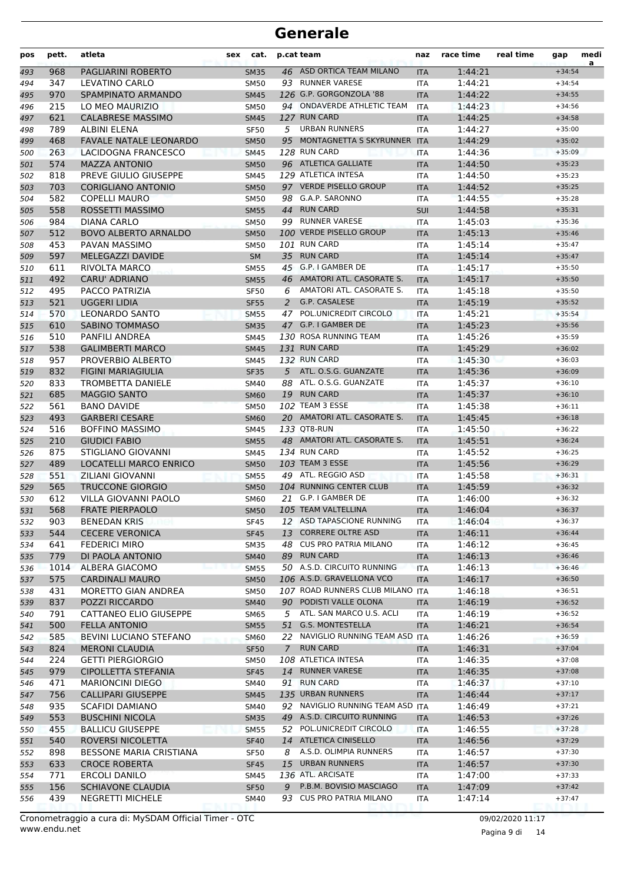# Generale

| pos | pett. | atleta | sex | cat. | p.cat | team | naz | race time | real time | gap | media |
|---|---|---|---|---|---|---|---|---|---|---|---|
| 493 | 968 | PAGLIARINI ROBERTO | | SM35 | 46 | ASD ORTICA TEAM MILANO | ITA | 1:44:21 | | +34:54 | |
| 494 | 347 | LEVATINO CARLO | | SM50 | 93 | RUNNER VARESE | ITA | 1:44:21 | | +34:54 | |
| 495 | 970 | SPAMPINATO ARMANDO | | SM45 | 126 | G.P. GORGONZOLA '88 | ITA | 1:44:22 | | +34:55 | |
| 496 | 215 | LO MEO MAURIZIO | | SM50 | 94 | ONDAVERDE ATHLETIC TEAM | ITA | 1:44:23 | | +34:56 | |
| 497 | 621 | CALABRESE MASSIMO | | SM45 | 127 | RUN CARD | ITA | 1:44:25 | | +34:58 | |
| 498 | 789 | ALBINI ELENA | | SF50 | 5 | URBAN RUNNERS | ITA | 1:44:27 | | +35:00 | |
| 499 | 468 | FAVALE NATALE LEONARDO | | SM50 | 95 | MONTAGNETTA S SKYRUNNER | ITA | 1:44:29 | | +35:02 | |
| 500 | 263 | LACIDOGNA FRANCESCO | | SM45 | 128 | RUN CARD | ITA | 1:44:36 | | +35:09 | |
| 501 | 574 | MAZZA ANTONIO | | SM50 | 96 | ATLETICA GALLIATE | ITA | 1:44:50 | | +35:23 | |
| 502 | 818 | PREVE GIULIO GIUSEPPE | | SM45 | 129 | ATLETICA INTESA | ITA | 1:44:50 | | +35:23 | |
| 503 | 703 | CORIGLIANO ANTONIO | | SM50 | 97 | VERDE PISELLO GROUP | ITA | 1:44:52 | | +35:25 | |
| 504 | 582 | COPELLI MAURO | | SM50 | 98 | G.A.P. SARONNO | ITA | 1:44:55 | | +35:28 | |
| 505 | 558 | ROSSETTI MASSIMO | | SM55 | 44 | RUN CARD | SUI | 1:44:58 | | +35:31 | |
| 506 | 984 | DIANA CARLO | | SM50 | 99 | RUNNER VARESE | ITA | 1:45:03 | | +35:36 | |
| 507 | 512 | BOVO ALBERTO ARNALDO | | SM50 | 100 | VERDE PISELLO GROUP | ITA | 1:45:13 | | +35:46 | |
| 508 | 453 | PAVAN MASSIMO | | SM50 | 101 | RUN CARD | ITA | 1:45:14 | | +35:47 | |
| 509 | 597 | MELEGAZZI DAVIDE | | SM | 35 | RUN CARD | ITA | 1:45:14 | | +35:47 | |
| 510 | 611 | RIVOLTA MARCO | | SM55 | 45 | G.P. I GAMBER DE | ITA | 1:45:17 | | +35:50 | |
| 511 | 492 | CARU' ADRIANO | | SM55 | 46 | AMATORI ATL. CASORATE S. | ITA | 1:45:17 | | +35:50 | |
| 512 | 495 | PACCO PATRIZIA | | SF50 | 6 | AMATORI ATL. CASORATE S. | ITA | 1:45:18 | | +35:50 | |
| 513 | 521 | UGGERI LIDIA | | SF55 | 2 | G.P. CASALESE | ITA | 1:45:19 | | +35:52 | |
| 514 | 570 | LEONARDO SANTO | | SM55 | 47 | POL.UNICREDIT CIRCOLO | ITA | 1:45:21 | | +35:54 | |
| 515 | 610 | SABINO TOMMASO | | SM35 | 47 | G.P. I GAMBER DE | ITA | 1:45:23 | | +35:56 | |
| 516 | 510 | PANFILI ANDREA | | SM45 | 130 | ROSA RUNNING TEAM | ITA | 1:45:26 | | +35:59 | |
| 517 | 538 | GALIMBERTI MARCO | | SM45 | 131 | RUN CARD | ITA | 1:45:29 | | +36:02 | |
| 518 | 957 | PROVERBIO ALBERTO | | SM45 | 132 | RUN CARD | ITA | 1:45:30 | | +36:03 | |
| 519 | 832 | FIGINI MARIAGIULIA | | SF35 | 5 | ATL. O.S.G. GUANZATE | ITA | 1:45:36 | | +36:09 | |
| 520 | 833 | TROMBETTA DANIELE | | SM40 | 88 | ATL. O.S.G. GUANZATE | ITA | 1:45:37 | | +36:10 | |
| 521 | 685 | MAGGIO SANTO | | SM60 | 19 | RUN CARD | ITA | 1:45:37 | | +36:10 | |
| 522 | 561 | BANO DAVIDE | | SM50 | 102 | TEAM 3 ESSE | ITA | 1:45:38 | | +36:11 | |
| 523 | 493 | GARBERI CESARE | | SM60 | 20 | AMATORI ATL. CASORATE S. | ITA | 1:45:45 | | +36:18 | |
| 524 | 516 | BOFFINO MASSIMO | | SM45 | 133 | QT8-RUN | ITA | 1:45:50 | | +36:22 | |
| 525 | 210 | GIUDICI FABIO | | SM55 | 48 | AMATORI ATL. CASORATE S. | ITA | 1:45:51 | | +36:24 | |
| 526 | 875 | STIGLIANO GIOVANNI | | SM45 | 134 | RUN CARD | ITA | 1:45:52 | | +36:25 | |
| 527 | 489 | LOCATELLI MARCO ENRICO | | SM50 | 103 | TEAM 3 ESSE | ITA | 1:45:56 | | +36:29 | |
| 528 | 551 | ZILIANI GIOVANNI | | SM55 | 49 | ATL. REGGIO ASD | ITA | 1:45:58 | | +36:31 | |
| 529 | 565 | TRUCCONE GIORGIO | | SM50 | 104 | RUNNING CENTER CLUB | ITA | 1:45:59 | | +36:32 | |
| 530 | 612 | VILLA GIOVANNI PAOLO | | SM60 | 21 | G.P. I GAMBER DE | ITA | 1:46:00 | | +36:32 | |
| 531 | 568 | FRATE PIERPAOLO | | SM50 | 105 | TEAM VALTELLINA | ITA | 1:46:04 | | +36:37 | |
| 532 | 903 | BENEDAN KRIS | | SF45 | 12 | ASD TAPASCIONE RUNNING | ITA | 1:46:04 | | +36:37 | |
| 533 | 544 | CECERE VERONICA | | SF45 | 13 | CORRERE OLTRE ASD | ITA | 1:46:11 | | +36:44 | |
| 534 | 641 | FEDERICI MIRO | | SM35 | 48 | CUS PRO PATRIA MILANO | ITA | 1:46:12 | | +36:45 | |
| 535 | 779 | DI PAOLA ANTONIO | | SM40 | 89 | RUN CARD | ITA | 1:46:13 | | +36:46 | |
| 536 | 1014 | ALBERA GIACOMO | | SM55 | 50 | A.S.D. CIRCUITO RUNNING | ITA | 1:46:13 | | +36:46 | |
| 537 | 575 | CARDINALI MAURO | | SM50 | 106 | A.S.D. GRAVELLONA VCO | ITA | 1:46:17 | | +36:50 | |
| 538 | 431 | MORETTO GIAN ANDREA | | SM50 | 107 | ROAD RUNNERS CLUB MILANO | ITA | 1:46:18 | | +36:51 | |
| 539 | 837 | POZZI RICCARDO | | SM40 | 90 | PODISTI VALLE OLONA | ITA | 1:46:19 | | +36:52 | |
| 540 | 791 | CATTANEO ELIO GIUSEPPE | | SM65 | 5 | ATL. SAN MARCO U.S. ACLI | ITA | 1:46:19 | | +36:52 | |
| 541 | 500 | FELLA ANTONIO | | SM55 | 51 | G.S. MONTESTELLA | ITA | 1:46:21 | | +36:54 | |
| 542 | 585 | BEVINI LUCIANO STEFANO | | SM60 | 22 | NAVIGLIO RUNNING TEAM ASD | ITA | 1:46:26 | | +36:59 | |
| 543 | 824 | MERONI CLAUDIA | | SF50 | 7 | RUN CARD | ITA | 1:46:31 | | +37:04 | |
| 544 | 224 | GETTI PIERGIORGIO | | SM50 | 108 | ATLETICA INTESA | ITA | 1:46:35 | | +37:08 | |
| 545 | 979 | CIPOLLETTA STEFANIA | | SF45 | 14 | RUNNER VARESE | ITA | 1:46:35 | | +37:08 | |
| 546 | 471 | MARIONCINI DIEGO | | SM40 | 91 | RUN CARD | ITA | 1:46:37 | | +37:10 | |
| 547 | 756 | CALLIPARI GIUSEPPE | | SM45 | 135 | URBAN RUNNERS | ITA | 1:46:44 | | +37:17 | |
| 548 | 935 | SCAFIDI DAMIANO | | SM40 | 92 | NAVIGLIO RUNNING TEAM ASD | ITA | 1:46:49 | | +37:21 | |
| 549 | 553 | BUSCHINI NICOLA | | SM35 | 49 | A.S.D. CIRCUITO RUNNING | ITA | 1:46:53 | | +37:26 | |
| 550 | 455 | BALLICU GIUSEPPE | | SM55 | 52 | POL.UNICREDIT CIRCOLO | ITA | 1:46:55 | | +37:28 | |
| 551 | 540 | ROVERSI NICOLETTA | | SF40 | 14 | ATLETICA CINISELLO | ITA | 1:46:56 | | +37:29 | |
| 552 | 898 | BESSONE MARIA CRISTIANA | | SF50 | 8 | A.S.D. OLIMPIA RUNNERS | ITA | 1:46:57 | | +37:30 | |
| 553 | 633 | CROCE ROBERTA | | SF45 | 15 | URBAN RUNNERS | ITA | 1:46:57 | | +37:30 | |
| 554 | 771 | ERCOLI DANILO | | SM45 | 136 | ATL. ARCISATE | ITA | 1:47:00 | | +37:33 | |
| 555 | 156 | SCHIAVONE CLAUDIA | | SF50 | 9 | P.B.M. BOVISIO MASCIAGO | ITA | 1:47:09 | | +37:42 | |
| 556 | 439 | NEGRETTI MICHELE | | SM40 | 93 | CUS PRO PATRIA MILANO | ITA | 1:47:14 | | +37:47 | |

Cronometraggio a cura di: MySDAM Official Timer - OTC
www.endu.net

09/02/2020 11:17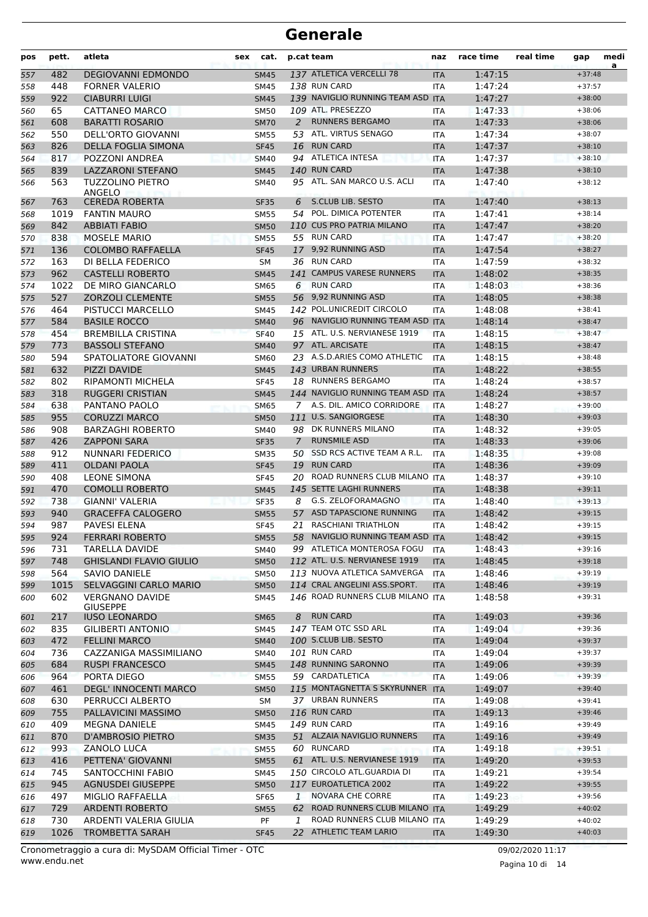# Generale

| pos | pett. | atleta | sex | cat. | p.cat | team | naz | race time | real time | gap | media |
|---|---|---|---|---|---|---|---|---|---|---|---|
| 557 | 482 | DEGIOVANNI EDMONDO | | SM45 | 137 | ATLETICA VERCELLI 78 | ITA | 1:47:15 | | +37:48 | |
| 558 | 448 | FORNER VALERIO | | SM45 | 138 | RUN CARD | ITA | 1:47:24 | | +37:57 | |
| 559 | 922 | CIABURRI LUIGI | | SM45 | 139 | NAVIGLIO RUNNING TEAM ASD | ITA | 1:47:27 | | +38:00 | |
| 560 | 65 | CATTANEO MARCO | | SM50 | 109 | ATL. PRESEZZO | ITA | 1:47:33 | | +38:06 | |
| 561 | 608 | BARATTI ROSARIO | | SM70 | 2 | RUNNERS BERGAMO | ITA | 1:47:33 | | +38:06 | |
| 562 | 550 | DELL'ORTO GIOVANNI | | SM55 | 53 | ATL. VIRTUS SENAGO | ITA | 1:47:34 | | +38:07 | |
| 563 | 826 | DELLA FOGLIA SIMONA | | SF45 | 16 | RUN CARD | ITA | 1:47:37 | | +38:10 | |
| 564 | 817 | POZZONI ANDREA | | SM40 | 94 | ATLETICA INTESA | ITA | 1:47:37 | | +38:10 | |
| 565 | 839 | LAZZARONI STEFANO | | SM45 | 140 | RUN CARD | ITA | 1:47:38 | | +38:10 | |
| 566 | 563 | TUZZOLINO PIETRO ANGELO | | SM40 | 95 | ATL. SAN MARCO U.S. ACLI | ITA | 1:47:40 | | +38:12 | |
| 567 | 763 | CEREDA ROBERTA | | SF35 | 6 | S.CLUB LIB. SESTO | ITA | 1:47:40 | | +38:13 | |
| 568 | 1019 | FANTIN MAURO | | SM55 | 54 | POL. DIMICA POTENTER | ITA | 1:47:41 | | +38:14 | |
| 569 | 842 | ABBIATI FABIO | | SM50 | 110 | CUS PRO PATRIA MILANO | ITA | 1:47:47 | | +38:20 | |
| 570 | 838 | MOSELE MARIO | | SM55 | 55 | RUN CARD | ITA | 1:47:47 | | +38:20 | |
| 571 | 136 | COLOMBO RAFFAELLA | | SF45 | 17 | 9,92 RUNNING ASD | ITA | 1:47:54 | | +38:27 | |
| 572 | 163 | DI BELLA FEDERICO | | SM | 36 | RUN CARD | ITA | 1:47:59 | | +38:32 | |
| 573 | 962 | CASTELLI ROBERTO | | SM45 | 141 | CAMPUS VARESE RUNNERS | ITA | 1:48:02 | | +38:35 | |
| 574 | 1022 | DE MIRO GIANCARLO | | SM65 | 6 | RUN CARD | ITA | 1:48:03 | | +38:36 | |
| 575 | 527 | ZORZOLI CLEMENTE | | SM55 | 56 | 9,92 RUNNING ASD | ITA | 1:48:05 | | +38:38 | |
| 576 | 464 | PISTUCCI MARCELLO | | SM45 | 142 | POL.UNICREDIT CIRCOLO | ITA | 1:48:08 | | +38:41 | |
| 577 | 584 | BASILE ROCCO | | SM40 | 96 | NAVIGLIO RUNNING TEAM ASD | ITA | 1:48:14 | | +38:47 | |
| 578 | 454 | BREMBILLA CRISTINA | | SF40 | 15 | ATL. U.S. NERVIANESE 1919 | ITA | 1:48:15 | | +38:47 | |
| 579 | 773 | BASSOLI STEFANO | | SM40 | 97 | ATL. ARCISATE | ITA | 1:48:15 | | +38:47 | |
| 580 | 594 | SPATOLIATORE GIOVANNI | | SM60 | 23 | A.S.D.ARIES COMO ATHLETIC | ITA | 1:48:15 | | +38:48 | |
| 581 | 632 | PIZZI DAVIDE | | SM45 | 143 | URBAN RUNNERS | ITA | 1:48:22 | | +38:55 | |
| 582 | 802 | RIPAMONTI MICHELA | | SF45 | 18 | RUNNERS BERGAMO | ITA | 1:48:24 | | +38:57 | |
| 583 | 318 | RUGGERI CRISTIAN | | SM45 | 144 | NAVIGLIO RUNNING TEAM ASD | ITA | 1:48:24 | | +38:57 | |
| 584 | 638 | PANTANO PAOLO | | SM65 | 7 | A.S. DIL. AMICO CORRIDORE | ITA | 1:48:27 | | +39:00 | |
| 585 | 955 | CORUZZI MARCO | | SM50 | 111 | U.S. SANGIORGESE | ITA | 1:48:30 | | +39:03 | |
| 586 | 908 | BARZAGHI ROBERTO | | SM40 | 98 | DK RUNNERS MILANO | ITA | 1:48:32 | | +39:05 | |
| 587 | 426 | ZAPPONI SARA | | SF35 | 7 | RUNSMILE ASD | ITA | 1:48:33 | | +39:06 | |
| 588 | 912 | NUNNARI FEDERICO | | SM35 | 50 | SSD RCS ACTIVE TEAM A R.L. | ITA | 1:48:35 | | +39:08 | |
| 589 | 411 | OLDANI PAOLA | | SF45 | 19 | RUN CARD | ITA | 1:48:36 | | +39:09 | |
| 590 | 408 | LEONE SIMONA | | SF45 | 20 | ROAD RUNNERS CLUB MILANO | ITA | 1:48:37 | | +39:10 | |
| 591 | 470 | COMOLLI ROBERTO | | SM45 | 145 | SETTE LAGHI RUNNERS | ITA | 1:48:38 | | +39:11 | |
| 592 | 738 | GIANNI' VALERIA | | SF35 | 8 | G.S. ZELOFORAMAGNO | ITA | 1:48:40 | | +39:13 | |
| 593 | 940 | GRACEFFA CALOGERO | | SM55 | 57 | ASD TAPASCIONE RUNNING | ITA | 1:48:42 | | +39:15 | |
| 594 | 987 | PAVESI ELENA | | SF45 | 21 | RASCHIANI TRIATHLON | ITA | 1:48:42 | | +39:15 | |
| 595 | 924 | FERRARI ROBERTO | | SM55 | 58 | NAVIGLIO RUNNING TEAM ASD | ITA | 1:48:42 | | +39:15 | |
| 596 | 731 | TARELLA DAVIDE | | SM40 | 99 | ATLETICA MONTEROSA FOGU | ITA | 1:48:43 | | +39:16 | |
| 597 | 748 | GHISLANDI FLAVIO GIULIO | | SM50 | 112 | ATL. U.S. NERVIANESE 1919 | ITA | 1:48:45 | | +39:18 | |
| 598 | 564 | SAVIO DANIELE | | SM50 | 113 | NUOVA ATLETICA SAMVERGA | ITA | 1:48:46 | | +39:19 | |
| 599 | 1015 | SELVAGGINI CARLO MARIO | | SM50 | 114 | CRAL ANGELINI ASS.SPORT. | ITA | 1:48:46 | | +39:19 | |
| 600 | 602 | VERGNANO DAVIDE GIUSEPPE | | SM45 | 146 | ROAD RUNNERS CLUB MILANO | ITA | 1:48:58 | | +39:31 | |
| 601 | 217 | IUSO LEONARDO | | SM65 | 8 | RUN CARD | ITA | 1:49:03 | | +39:36 | |
| 602 | 835 | GILIBERTI ANTONIO | | SM45 | 147 | TEAM OTC SSD ARL | ITA | 1:49:04 | | +39:36 | |
| 603 | 472 | FELLINI MARCO | | SM40 | 100 | S.CLUB LIB. SESTO | ITA | 1:49:04 | | +39:37 | |
| 604 | 736 | CAZZANIGA MASSIMILIANO | | SM40 | 101 | RUN CARD | ITA | 1:49:04 | | +39:37 | |
| 605 | 684 | RUSPI FRANCESCO | | SM45 | 148 | RUNNING SARONNO | ITA | 1:49:06 | | +39:39 | |
| 606 | 964 | PORTA DIEGO | | SM55 | 59 | CARDATLETICA | ITA | 1:49:06 | | +39:39 | |
| 607 | 461 | DEGL' INNOCENTI MARCO | | SM50 | 115 | MONTAGNETTA S SKYRUNNER | ITA | 1:49:07 | | +39:40 | |
| 608 | 630 | PERRUCCI ALBERTO | | SM | 37 | URBAN RUNNERS | ITA | 1:49:08 | | +39:41 | |
| 609 | 755 | PALLAVICINI MASSIMO | | SM50 | 116 | RUN CARD | ITA | 1:49:13 | | +39:46 | |
| 610 | 409 | MEGNA DANIELE | | SM45 | 149 | RUN CARD | ITA | 1:49:16 | | +39:49 | |
| 611 | 870 | D'AMBROSIO PIETRO | | SM35 | 51 | ALZAIA NAVIGLIO RUNNERS | ITA | 1:49:16 | | +39:49 | |
| 612 | 993 | ZANOLO LUCA | | SM55 | 60 | RUNCARD | ITA | 1:49:18 | | +39:51 | |
| 613 | 416 | PETTENA' GIOVANNI | | SM55 | 61 | ATL. U.S. NERVIANESE 1919 | ITA | 1:49:20 | | +39:53 | |
| 614 | 745 | SANTOCCHINI FABIO | | SM45 | 150 | CIRCOLO ATL.GUARDIA DI | ITA | 1:49:21 | | +39:54 | |
| 615 | 945 | AGNUSDEI GIUSEPPE | | SM50 | 117 | EUROATLETICA 2002 | ITA | 1:49:22 | | +39:55 | |
| 616 | 497 | MIGLIO RAFFAELLA | | SF65 | 1 | NOVARA CHE CORRE | ITA | 1:49:23 | | +39:56 | |
| 617 | 729 | ARDENTI ROBERTO | | SM55 | 62 | ROAD RUNNERS CLUB MILANO | ITA | 1:49:29 | | +40:02 | |
| 618 | 730 | ARDENTI VALERIA GIULIA | | PF | 1 | ROAD RUNNERS CLUB MILANO | ITA | 1:49:29 | | +40:02 | |
| 619 | 1026 | TROMBETTA SARAH | | SF45 | 22 | ATHLETIC TEAM LARIO | ITA | 1:49:30 | | +40:03 | |

Cronometraggio a cura di: MySDAM Official Timer - OTC
www.endu.net

09/02/2020 11:17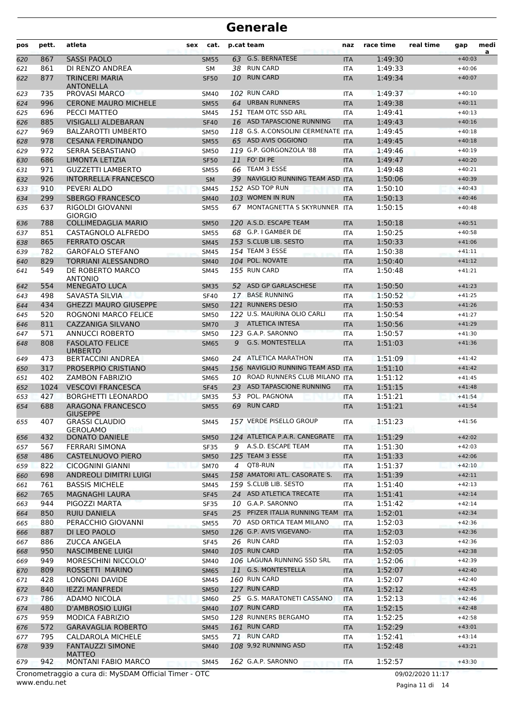# Generale

| pos | pett. | atleta | sex | cat. | p.cat | team | naz | race time | real time | gap | media |
|---|---|---|---|---|---|---|---|---|---|---|---|
| 620 | 867 | SASSI PAOLO | | SM55 | 63 | G.S. BERNATESE | ITA | 1:49:30 | | +40:03 | |
| 621 | 861 | DI RENZO ANDREA | | SM | 38 | RUN CARD | ITA | 1:49:33 | | +40:06 | |
| 622 | 877 | TRINCERI MARIA ANTONELLA | | SF50 | 10 | RUN CARD | ITA | 1:49:34 | | +40:07 | |
| 623 | 735 | PROVASI MARCO | | SM40 | 102 | RUN CARD | ITA | 1:49:37 | | +40:10 | |
| 624 | 996 | CERONE MAURO MICHELE | | SM55 | 64 | URBAN RUNNERS | ITA | 1:49:38 | | +40:11 | |
| 625 | 696 | PECCI MATTEO | | SM45 | 151 | TEAM OTC SSD ARL | ITA | 1:49:41 | | +40:13 | |
| 626 | 885 | VISIGALLI ALDEBARAN | | SF40 | 16 | ASD TAPASCIONE RUNNING | ITA | 1:49:43 | | +40:16 | |
| 627 | 969 | BALZAROTTI UMBERTO | | SM50 | 118 | G.S. A.CONSOLINI CERMENATE | ITA | 1:49:45 | | +40:18 | |
| 628 | 978 | CESANA FERDINANDO | | SM55 | 65 | ASD AVIS OGGIONO | ITA | 1:49:45 | | +40:18 | |
| 629 | 972 | SERRA SEBASTIANO | | SM50 | 119 | G.P. GORGONZOLA '88 | ITA | 1:49:46 | | +40:19 | |
| 630 | 686 | LIMONTA LETIZIA | | SF50 | 11 | FO' DI PE | ITA | 1:49:47 | | +40:20 | |
| 631 | 971 | GUZZETTI LAMBERTO | | SM55 | 66 | TEAM 3 ESSE | ITA | 1:49:48 | | +40:21 | |
| 632 | 926 | INTORRELLA FRANCESCO | | SM | 39 | NAVIGLIO RUNNING TEAM ASD | ITA | 1:50:06 | | +40:39 | |
| 633 | 910 | PEVERI ALDO | | SM45 | 152 | ASD TOP RUN | ITA | 1:50:10 | | +40:43 | |
| 634 | 299 | SBERGO FRANCESCO | | SM40 | 103 | WOMEN IN RUN | ITA | 1:50:13 | | +40:46 | |
| 635 | 637 | RIGOLDI GIOVANNI GIORGIO | | SM55 | 67 | MONTAGNETTA S SKYRUNNER | ITA | 1:50:15 | | +40:48 | |
| 636 | 788 | COLLIMEDAGLIA MARIO | | SM50 | 120 | A.S.D. ESCAPE TEAM | ITA | 1:50:18 | | +40:51 | |
| 637 | 851 | CASTAGNOLO ALFREDO | | SM55 | 68 | G.P. I GAMBER DE | ITA | 1:50:25 | | +40:58 | |
| 638 | 865 | FERRATO OSCAR | | SM45 | 153 | S.CLUB LIB. SESTO | ITA | 1:50:33 | | +41:06 | |
| 639 | 782 | GAROFALO STEFANO | | SM45 | 154 | TEAM 3 ESSE | ITA | 1:50:38 | | +41:11 | |
| 640 | 829 | TORRIANI ALESSANDRO | | SM40 | 104 | POL. NOVATE | ITA | 1:50:40 | | +41:12 | |
| 641 | 549 | DE ROBERTO MARCO ANTONIO | | SM45 | 155 | RUN CARD | ITA | 1:50:48 | | +41:21 | |
| 642 | 554 | MENEGATO LUCA | | SM35 | 52 | ASD GP GARLASCHESE | ITA | 1:50:50 | | +41:23 | |
| 643 | 498 | SAVASTA SILVIA | | SF40 | 17 | BASE RUNNING | ITA | 1:50:52 | | +41:25 | |
| 644 | 434 | GHEZZI MAURO GIUSEPPE | | SM50 | 121 | RUNNERS DESIO | ITA | 1:50:53 | | +41:26 | |
| 645 | 520 | ROGNONI MARCO FELICE | | SM50 | 122 | U.S. MAURINA OLIO CARLI | ITA | 1:50:54 | | +41:27 | |
| 646 | 811 | CAZZANIGA SILVANO | | SM70 | 3 | ATLETICA INTESA | ITA | 1:50:56 | | +41:29 | |
| 647 | 571 | ANNUCCI ROBERTO | | SM50 | 123 | G.A.P. SARONNO | ITA | 1:50:57 | | +41:30 | |
| 648 | 808 | FASOLATO FELICE UMBERTO | | SM65 | 9 | G.S. MONTESTELLA | ITA | 1:51:03 | | +41:36 | |
| 649 | 473 | BERTACCINI ANDREA | | SM60 | 24 | ATLETICA MARATHON | ITA | 1:51:09 | | +41:42 | |
| 650 | 317 | PROSERPIO CRISTIANO | | SM45 | 156 | NAVIGLIO RUNNING TEAM ASD | ITA | 1:51:10 | | +41:42 | |
| 651 | 402 | ZAMBON FABRIZIO | | SM65 | 10 | ROAD RUNNERS CLUB MILANO | ITA | 1:51:12 | | +41:45 | |
| 652 | 1024 | VESCOVI FRANCESCA | | SF45 | 23 | ASD TAPASCIONE RUNNING | ITA | 1:51:15 | | +41:48 | |
| 653 | 427 | BORGHETTI LEONARDO | | SM35 | 53 | POL. PAGNONA | ITA | 1:51:21 | | +41:54 | |
| 654 | 688 | ARAGONA FRANCESCO GIUSEPPE | | SM55 | 69 | RUN CARD | ITA | 1:51:21 | | +41:54 | |
| 655 | 407 | GRASSI CLAUDIO GEROLAMO | | SM45 | 157 | VERDE PISELLO GROUP | ITA | 1:51:23 | | +41:56 | |
| 656 | 432 | DONATO DANIELE | | SM50 | 124 | ATLETICA P.A.R. CANEGRATE | ITA | 1:51:29 | | +42:02 | |
| 657 | 567 | FERRARI SIMONA | | SF35 | 9 | A.S.D. ESCAPE TEAM | ITA | 1:51:30 | | +42:03 | |
| 658 | 486 | CASTELNUOVO PIERO | | SM50 | 125 | TEAM 3 ESSE | ITA | 1:51:33 | | +42:06 | |
| 659 | 822 | CICOGNINI GIANNI | | SM70 | 4 | QT8-RUN | ITA | 1:51:37 | | +42:10 | |
| 660 | 698 | ANDREOLI DIMITRI LUIGI | | SM45 | 158 | AMATORI ATL. CASORATE S. | ITA | 1:51:39 | | +42:11 | |
| 661 | 761 | BASSIS MICHELE | | SM45 | 159 | S.CLUB LIB. SESTO | ITA | 1:51:40 | | +42:13 | |
| 662 | 765 | MAGNAGHI LAURA | | SF45 | 24 | ASD ATLETICA TRECATE | ITA | 1:51:41 | | +42:14 | |
| 663 | 944 | PIGOZZI MARTA | | SF35 | 10 | G.A.P. SARONNO | ITA | 1:51:42 | | +42:14 | |
| 664 | 850 | RUIU DANIELA | | SF45 | 25 | PFIZER ITALIA RUNNING TEAM | ITA | 1:52:01 | | +42:34 | |
| 665 | 880 | PERACCHIO GIOVANNI | | SM55 | 70 | ASD ORTICA TEAM MILANO | ITA | 1:52:03 | | +42:36 | |
| 666 | 887 | DI LEO PAOLO | | SM50 | 126 | G.P. AVIS VIGEVANO- | ITA | 1:52:03 | | +42:36 | |
| 667 | 886 | ZUCCA ANGELA | | SF45 | 26 | RUN CARD | ITA | 1:52:03 | | +42:36 | |
| 668 | 950 | NASCIMBENE LUIGI | | SM40 | 105 | RUN CARD | ITA | 1:52:05 | | +42:38 | |
| 669 | 949 | MORESCHINI NICCOLO' | | SM40 | 106 | LAGUNA RUNNING SSD SRL | ITA | 1:52:06 | | +42:39 | |
| 670 | 809 | ROSSETTI MARINO | | SM65 | 11 | G.S. MONTESTELLA | ITA | 1:52:07 | | +42:40 | |
| 671 | 428 | LONGONI DAVIDE | | SM45 | 160 | RUN CARD | ITA | 1:52:07 | | +42:40 | |
| 672 | 840 | IEZZI MANFREDI | | SM50 | 127 | RUN CARD | ITA | 1:52:12 | | +42:45 | |
| 673 | 786 | ADAMO NICOLA | | SM60 | 25 | G.S. MARATONETI CASSANO | ITA | 1:52:13 | | +42:46 | |
| 674 | 480 | D'AMBROSIO LUIGI | | SM40 | 107 | RUN CARD | ITA | 1:52:15 | | +42:48 | |
| 675 | 959 | MODICA FABRIZIO | | SM50 | 128 | RUNNERS BERGAMO | ITA | 1:52:25 | | +42:58 | |
| 676 | 572 | GARAVAGLIA ROBERTO | | SM45 | 161 | RUN CARD | ITA | 1:52:29 | | +43:01 | |
| 677 | 795 | CALDAROLA MICHELE | | SM55 | 71 | RUN CARD | ITA | 1:52:41 | | +43:14 | |
| 678 | 939 | FANTAUZZI SIMONE MATTEO | | SM40 | 108 | 9,92 RUNNING ASD | ITA | 1:52:48 | | +43:21 | |
| 679 | 942 | MONTANI FABIO MARCO | | SM45 | 162 | G.A.P. SARONNO | ITA | 1:52:57 | | +43:30 | |

Cronometraggio a cura di: MySDAM Official Timer - OTC
www.endu.net

09/02/2020 11:17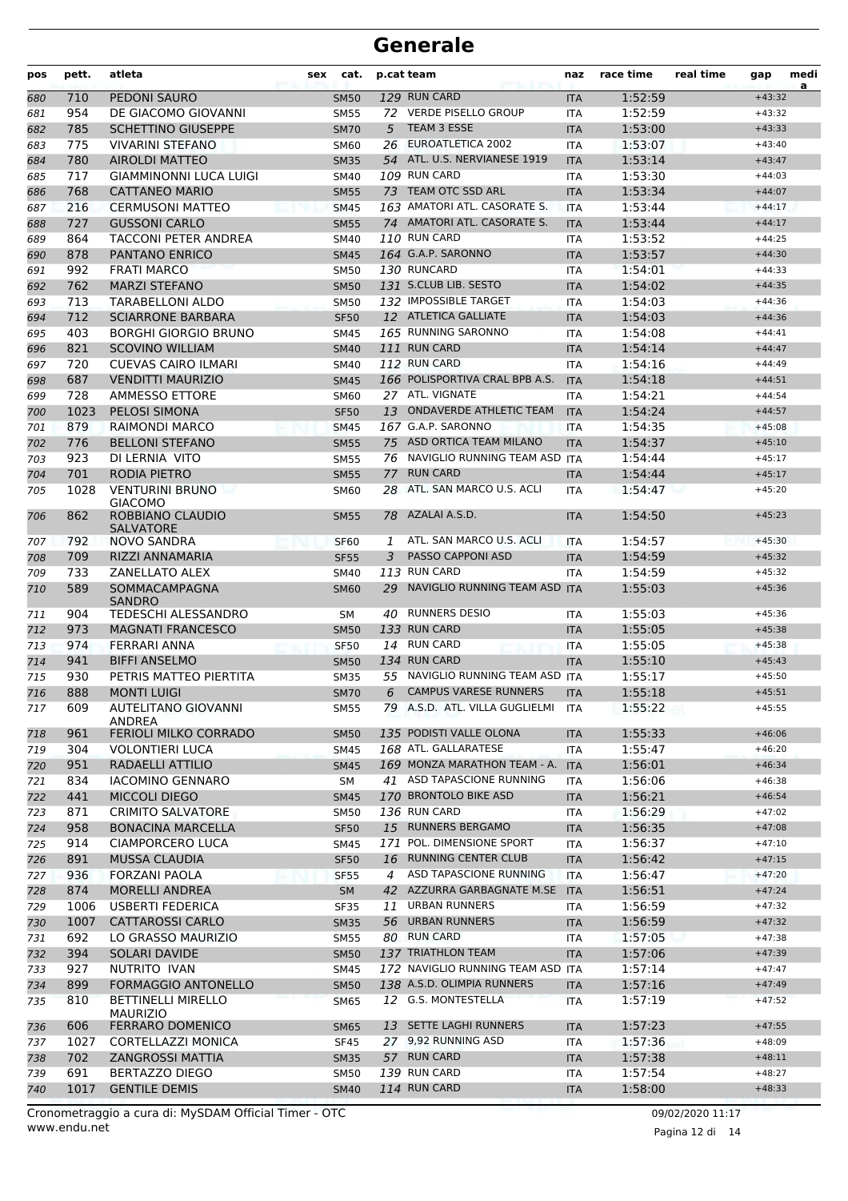# Generale

| pos | pett. | atleta | sex | cat. | p.cat | team | naz | race time | real time | gap | media |
|---|---|---|---|---|---|---|---|---|---|---|---|
| 680 | 710 | PEDONI SAURO | | SM50 | 129 | RUN CARD | ITA | 1:52:59 | | +43:32 | |
| 681 | 954 | DE GIACOMO GIOVANNI | | SM55 | 72 | VERDE PISELLO GROUP | ITA | 1:52:59 | | +43:32 | |
| 682 | 785 | SCHETTINO GIUSEPPE | | SM70 | 5 | TEAM 3 ESSE | ITA | 1:53:00 | | +43:33 | |
| 683 | 775 | VIVARINI STEFANO | | SM60 | 26 | EUROATLETICA 2002 | ITA | 1:53:07 | | +43:40 | |
| 684 | 780 | AIROLDI MATTEO | | SM35 | 54 | ATL. U.S. NERVIANESE 1919 | ITA | 1:53:14 | | +43:47 | |
| 685 | 717 | GIAMMINONNI LUCA LUIGI | | SM40 | 109 | RUN CARD | ITA | 1:53:30 | | +44:03 | |
| 686 | 768 | CATTANEO MARIO | | SM55 | 73 | TEAM OTC SSD ARL | ITA | 1:53:34 | | +44:07 | |
| 687 | 216 | CERMUSONI MATTEO | | SM45 | 163 | AMATORI ATL. CASORATE S. | ITA | 1:53:44 | | +44:17 | |
| 688 | 727 | GUSSONI CARLO | | SM55 | 74 | AMATORI ATL. CASORATE S. | ITA | 1:53:44 | | +44:17 | |
| 689 | 864 | TACCONI PETER ANDREA | | SM40 | 110 | RUN CARD | ITA | 1:53:52 | | +44:25 | |
| 690 | 878 | PANTANO ENRICO | | SM45 | 164 | G.A.P. SARONNO | ITA | 1:53:57 | | +44:30 | |
| 691 | 992 | FRATI MARCO | | SM50 | 130 | RUNCARD | ITA | 1:54:01 | | +44:33 | |
| 692 | 762 | MARZI STEFANO | | SM50 | 131 | S.CLUB LIB. SESTO | ITA | 1:54:02 | | +44:35 | |
| 693 | 713 | TARABELLONI ALDO | | SM50 | 132 | IMPOSSIBLE TARGET | ITA | 1:54:03 | | +44:36 | |
| 694 | 712 | SCIARRONE BARBARA | | SF50 | 12 | ATLETICA GALLIATE | ITA | 1:54:03 | | +44:36 | |
| 695 | 403 | BORGHI GIORGIO BRUNO | | SM45 | 165 | RUNNING SARONNO | ITA | 1:54:08 | | +44:41 | |
| 696 | 821 | SCOVINO WILLIAM | | SM40 | 111 | RUN CARD | ITA | 1:54:14 | | +44:47 | |
| 697 | 720 | CUEVAS CAIRO ILMARI | | SM40 | 112 | RUN CARD | ITA | 1:54:16 | | +44:49 | |
| 698 | 687 | VENDITTI MAURIZIO | | SM45 | 166 | POLISPORTIVA CRAL BPB A.S. | ITA | 1:54:18 | | +44:51 | |
| 699 | 728 | AMMESSO ETTORE | | SM60 | 27 | ATL. VIGNATE | ITA | 1:54:21 | | +44:54 | |
| 700 | 1023 | PELOSI SIMONA | | SF50 | 13 | ONDAVERDE ATHLETIC TEAM | ITA | 1:54:24 | | +44:57 | |
| 701 | 879 | RAIMONDI MARCO | | SM45 | 167 | G.A.P. SARONNO | ITA | 1:54:35 | | +45:08 | |
| 702 | 776 | BELLONI STEFANO | | SM55 | 75 | ASD ORTICA TEAM MILANO | ITA | 1:54:37 | | +45:10 | |
| 703 | 923 | DI LERNIA VITO | | SM55 | 76 | NAVIGLIO RUNNING TEAM ASD | ITA | 1:54:44 | | +45:17 | |
| 704 | 701 | RODIA PIETRO | | SM55 | 77 | RUN CARD | ITA | 1:54:44 | | +45:17 | |
| 705 | 1028 | VENTURINI BRUNO GIACOMO | | SM60 | 28 | ATL. SAN MARCO U.S. ACLI | ITA | 1:54:47 | | +45:20 | |
| 706 | 862 | ROBBIANO CLAUDIO SALVATORE | | SM55 | 78 | AZALAI A.S.D. | ITA | 1:54:50 | | +45:23 | |
| 707 | 792 | NOVO SANDRA | | SF60 | 1 | ATL. SAN MARCO U.S. ACLI | ITA | 1:54:57 | | +45:30 | |
| 708 | 709 | RIZZI ANNAMARIA | | SF55 | 3 | PASSO CAPPONI ASD | ITA | 1:54:59 | | +45:32 | |
| 709 | 733 | ZANELLATO ALEX | | SM40 | 113 | RUN CARD | ITA | 1:54:59 | | +45:32 | |
| 710 | 589 | SOMMACAMPAGNA SANDRO | | SM60 | 29 | NAVIGLIO RUNNING TEAM ASD | ITA | 1:55:03 | | +45:36 | |
| 711 | 904 | TEDESCHI ALESSANDRO | | SM | 40 | RUNNERS DESIO | ITA | 1:55:03 | | +45:36 | |
| 712 | 973 | MAGNATI FRANCESCO | | SM50 | 133 | RUN CARD | ITA | 1:55:05 | | +45:38 | |
| 713 | 974 | FERRARI ANNA | | SF50 | 14 | RUN CARD | ITA | 1:55:05 | | +45:38 | |
| 714 | 941 | BIFFI ANSELMO | | SM50 | 134 | RUN CARD | ITA | 1:55:10 | | +45:43 | |
| 715 | 930 | PETRIS MATTEO PIERTITA | | SM35 | 55 | NAVIGLIO RUNNING TEAM ASD | ITA | 1:55:17 | | +45:50 | |
| 716 | 888 | MONTI LUIGI | | SM70 | 6 | CAMPUS VARESE RUNNERS | ITA | 1:55:18 | | +45:51 | |
| 717 | 609 | AUTELITANO GIOVANNI ANDREA | | SM55 | 79 | A.S.D. ATL. VILLA GUGLIELMI | ITA | 1:55:22 | | +45:55 | |
| 718 | 961 | FERIOLI MILKO CORRADO | | SM50 | 135 | PODISTI VALLE OLONA | ITA | 1:55:33 | | +46:06 | |
| 719 | 304 | VOLONTIERI LUCA | | SM45 | 168 | ATL. GALLARATESE | ITA | 1:55:47 | | +46:20 | |
| 720 | 951 | RADAELLI ATTILIO | | SM45 | 169 | MONZA MARATHON TEAM - A. | ITA | 1:56:01 | | +46:34 | |
| 721 | 834 | IACOMINO GENNARO | | SM | 41 | ASD TAPASCIONE RUNNING | ITA | 1:56:06 | | +46:38 | |
| 722 | 441 | MICCOLI DIEGO | | SM45 | 170 | BRONTOLO BIKE ASD | ITA | 1:56:21 | | +46:54 | |
| 723 | 871 | CRIMITO SALVATORE | | SM50 | 136 | RUN CARD | ITA | 1:56:29 | | +47:02 | |
| 724 | 958 | BONACINA MARCELLA | | SF50 | 15 | RUNNERS BERGAMO | ITA | 1:56:35 | | +47:08 | |
| 725 | 914 | CIAMPORCERO LUCA | | SM45 | 171 | POL. DIMENSIONE SPORT | ITA | 1:56:37 | | +47:10 | |
| 726 | 891 | MUSSA CLAUDIA | | SF50 | 16 | RUNNING CENTER CLUB | ITA | 1:56:42 | | +47:15 | |
| 727 | 936 | FORZANI PAOLA | | SF55 | 4 | ASD TAPASCIONE RUNNING | ITA | 1:56:47 | | +47:20 | |
| 728 | 874 | MORELLI ANDREA | | SM | 42 | AZZURRA GARBAGNATE M.SE | ITA | 1:56:51 | | +47:24 | |
| 729 | 1006 | USBERTI FEDERICA | | SF35 | 11 | URBAN RUNNERS | ITA | 1:56:59 | | +47:32 | |
| 730 | 1007 | CATTAROSSI CARLO | | SM35 | 56 | URBAN RUNNERS | ITA | 1:56:59 | | +47:32 | |
| 731 | 692 | LO GRASSO MAURIZIO | | SM55 | 80 | RUN CARD | ITA | 1:57:05 | | +47:38 | |
| 732 | 394 | SOLARI DAVIDE | | SM50 | 137 | TRIATHLON TEAM | ITA | 1:57:06 | | +47:39 | |
| 733 | 927 | NUTRITO IVAN | | SM45 | 172 | NAVIGLIO RUNNING TEAM ASD | ITA | 1:57:14 | | +47:47 | |
| 734 | 899 | FORMAGGIO ANTONELLO | | SM50 | 138 | A.S.D. OLIMPIA RUNNERS | ITA | 1:57:16 | | +47:49 | |
| 735 | 810 | BETTINELLI MIRELLO MAURIZIO | | SM65 | 12 | G.S. MONTESTELLA | ITA | 1:57:19 | | +47:52 | |
| 736 | 606 | FERRARO DOMENICO | | SM65 | 13 | SETTE LAGHI RUNNERS | ITA | 1:57:23 | | +47:55 | |
| 737 | 1027 | CORTELLAZZI MONICA | | SF45 | 27 | 9,92 RUNNING ASD | ITA | 1:57:36 | | +48:09 | |
| 738 | 702 | ZANGROSSI MATTIA | | SM35 | 57 | RUN CARD | ITA | 1:57:38 | | +48:11 | |
| 739 | 691 | BERTAZZO DIEGO | | SM50 | 139 | RUN CARD | ITA | 1:57:54 | | +48:27 | |
| 740 | 1017 | GENTILE DEMIS | | SM40 | 114 | RUN CARD | ITA | 1:58:00 | | +48:33 | |

Cronometraggio a cura di: MySDAM Official Timer - OTC
www.endu.net

09/02/2020 11:17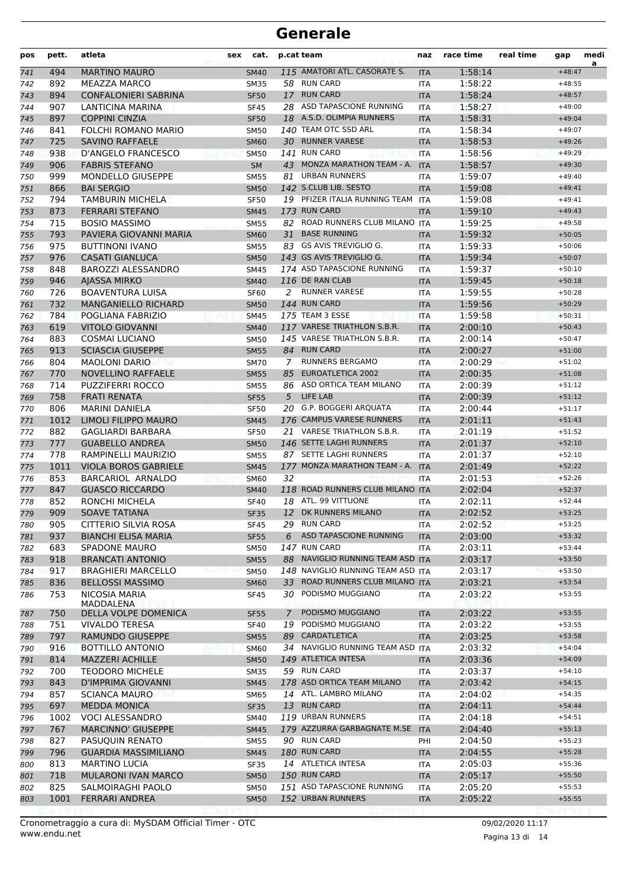# Generale

| pos | pett. | atleta | sex | cat. | p.cat | team | naz | race time | real time | gap | medi a |
|---|---|---|---|---|---|---|---|---|---|---|---|
| 741 | 494 | MARTINO MAURO | | SM40 | 115 | AMATORI ATL. CASORATE S. | ITA | 1:58:14 | | +48:47 | |
| 742 | 892 | MEAZZA MARCO | | SM35 | 58 | RUN CARD | ITA | 1:58:22 | | +48:55 | |
| 743 | 894 | CONFALONIERI SABRINA | | SF50 | 17 | RUN CARD | ITA | 1:58:24 | | +48:57 | |
| 744 | 907 | LANTICINA MARINA | | SF45 | 28 | ASD TAPASCIONE RUNNING | ITA | 1:58:27 | | +49:00 | |
| 745 | 897 | COPPINI CINZIA | | SF50 | 18 | A.S.D. OLIMPIA RUNNERS | ITA | 1:58:31 | | +49:04 | |
| 746 | 841 | FOLCHI ROMANO MARIO | | SM50 | 140 | TEAM OTC SSD ARL | ITA | 1:58:34 | | +49:07 | |
| 747 | 725 | SAVINO RAFFAELE | | SM60 | 30 | RUNNER VARESE | ITA | 1:58:53 | | +49:26 | |
| 748 | 938 | D'ANGELO FRANCESCO | | SM50 | 141 | RUN CARD | ITA | 1:58:56 | | +49:29 | |
| 749 | 906 | FABRIS STEFANO | | SM | 43 | MONZA MARATHON TEAM - A. | ITA | 1:58:57 | | +49:30 | |
| 750 | 999 | MONDELLO GIUSEPPE | | SM55 | 81 | URBAN RUNNERS | ITA | 1:59:07 | | +49:40 | |
| 751 | 866 | BAI SERGIO | | SM50 | 142 | S.CLUB LIB. SESTO | ITA | 1:59:08 | | +49:41 | |
| 752 | 794 | TAMBURIN MICHELA | | SF50 | 19 | PFIZER ITALIA RUNNING TEAM | ITA | 1:59:08 | | +49:41 | |
| 753 | 873 | FERRARI STEFANO | | SM45 | 173 | RUN CARD | ITA | 1:59:10 | | +49:43 | |
| 754 | 715 | BOSIO MASSIMO | | SM55 | 82 | ROAD RUNNERS CLUB MILANO | ITA | 1:59:25 | | +49:58 | |
| 755 | 793 | PAVIERA GIOVANNI MARIA | | SM60 | 31 | BASE RUNNING | ITA | 1:59:32 | | +50:05 | |
| 756 | 975 | BUTTINONI IVANO | | SM55 | 83 | GS AVIS TREVIGLIO G. | ITA | 1:59:33 | | +50:06 | |
| 757 | 976 | CASATI GIANLUCA | | SM50 | 143 | GS AVIS TREVIGLIO G. | ITA | 1:59:34 | | +50:07 | |
| 758 | 848 | BAROZZI ALESSANDRO | | SM45 | 174 | ASD TAPASCIONE RUNNING | ITA | 1:59:37 | | +50:10 | |
| 759 | 946 | AJASSA MIRKO | | SM40 | 116 | DE RAN CLAB | ITA | 1:59:45 | | +50:18 | |
| 760 | 726 | BOAVENTURA LUISA | | SF60 | 2 | RUNNER VARESE | ITA | 1:59:55 | | +50:28 | |
| 761 | 732 | MANGANIELLO RICHARD | | SM50 | 144 | RUN CARD | ITA | 1:59:56 | | +50:29 | |
| 762 | 784 | POGLIANA FABRIZIO | | SM45 | 175 | TEAM 3 ESSE | ITA | 1:59:58 | | +50:31 | |
| 763 | 619 | VITOLO GIOVANNI | | SM40 | 117 | VARESE TRIATHLON S.B.R. | ITA | 2:00:10 | | +50:43 | |
| 764 | 883 | COSMAI LUCIANO | | SM50 | 145 | VARESE TRIATHLON S.B.R. | ITA | 2:00:14 | | +50:47 | |
| 765 | 913 | SCIASCIA GIUSEPPE | | SM55 | 84 | RUN CARD | ITA | 2:00:27 | | +51:00 | |
| 766 | 804 | MAOLONI DARIO | | SM70 | 7 | RUNNERS BERGAMO | ITA | 2:00:29 | | +51:02 | |
| 767 | 770 | NOVELLINO RAFFAELE | | SM55 | 85 | EUROATLETICA 2002 | ITA | 2:00:35 | | +51:08 | |
| 768 | 714 | PUZZIFERRI ROCCO | | SM55 | 86 | ASD ORTICA TEAM MILANO | ITA | 2:00:39 | | +51:12 | |
| 769 | 758 | FRATI RENATA | | SF55 | 5 | LIFE LAB | ITA | 2:00:39 | | +51:12 | |
| 770 | 806 | MARINI DANIELA | | SF50 | 20 | G.P. BOGGERI ARQUATA | ITA | 2:00:44 | | +51:17 | |
| 771 | 1012 | LIMOLI FILIPPO MAURO | | SM45 | 176 | CAMPUS VARESE RUNNERS | ITA | 2:01:11 | | +51:43 | |
| 772 | 882 | GAGLIARDI BARBARA | | SF50 | 21 | VARESE TRIATHLON S.B.R. | ITA | 2:01:19 | | +51:52 | |
| 773 | 777 | GUABELLO ANDREA | | SM50 | 146 | SETTE LAGHI RUNNERS | ITA | 2:01:37 | | +52:10 | |
| 774 | 778 | RAMPINELLI MAURIZIO | | SM55 | 87 | SETTE LAGHI RUNNERS | ITA | 2:01:37 | | +52:10 | |
| 775 | 1011 | VIOLA BOROS GABRIELE | | SM45 | 177 | MONZA MARATHON TEAM - A. | ITA | 2:01:49 | | +52:22 | |
| 776 | 853 | BARCARIOL ARNALDO | | SM60 | 32 | | ITA | 2:01:53 | | +52:26 | |
| 777 | 847 | GUASCO RICCARDO | | SM40 | 118 | ROAD RUNNERS CLUB MILANO | ITA | 2:02:04 | | +52:37 | |
| 778 | 852 | RONCHI MICHELA | | SF40 | 18 | ATL. 99 VITTUONE | ITA | 2:02:11 | | +52:44 | |
| 779 | 909 | SOAVE TATIANA | | SF35 | 12 | DK RUNNERS MILANO | ITA | 2:02:52 | | +53:25 | |
| 780 | 905 | CITTERIO SILVIA ROSA | | SF45 | 29 | RUN CARD | ITA | 2:02:52 | | +53:25 | |
| 781 | 937 | BIANCHI ELISA MARIA | | SF55 | 6 | ASD TAPASCIONE RUNNING | ITA | 2:03:00 | | +53:32 | |
| 782 | 683 | SPADONE MAURO | | SM50 | 147 | RUN CARD | ITA | 2:03:11 | | +53:44 | |
| 783 | 918 | BRANCATI ANTONIO | | SM55 | 88 | NAVIGLIO RUNNING TEAM ASD | ITA | 2:03:17 | | +53:50 | |
| 784 | 917 | BRAGHIERI MARCELLO | | SM50 | 148 | NAVIGLIO RUNNING TEAM ASD | ITA | 2:03:17 | | +53:50 | |
| 785 | 836 | BELLOSSI MASSIMO | | SM60 | 33 | ROAD RUNNERS CLUB MILANO | ITA | 2:03:21 | | +53:54 | |
| 786 | 753 | NICOSIA MARIA MADDALENA | | SF45 | 30 | PODISMO MUGGIANO | ITA | 2:03:22 | | +53:55 | |
| 787 | 750 | DELLA VOLPE DOMENICA | | SF55 | 7 | PODISMO MUGGIANO | ITA | 2:03:22 | | +53:55 | |
| 788 | 751 | VIVALDO TERESA | | SF40 | 19 | PODISMO MUGGIANO | ITA | 2:03:22 | | +53:55 | |
| 789 | 797 | RAMUNDO GIUSEPPE | | SM55 | 89 | CARDATLETICA | ITA | 2:03:25 | | +53:58 | |
| 790 | 916 | BOTTILLO ANTONIO | | SM60 | 34 | NAVIGLIO RUNNING TEAM ASD | ITA | 2:03:32 | | +54:04 | |
| 791 | 814 | MAZZERI ACHILLE | | SM50 | 149 | ATLETICA INTESA | ITA | 2:03:36 | | +54:09 | |
| 792 | 700 | TEODORO MICHELE | | SM35 | 59 | RUN CARD | ITA | 2:03:37 | | +54:10 | |
| 793 | 843 | D'IMPRIMA GIOVANNI | | SM45 | 178 | ASD ORTICA TEAM MILANO | ITA | 2:03:42 | | +54:15 | |
| 794 | 857 | SCIANCA MAURO | | SM65 | 14 | ATL. LAMBRO MILANO | ITA | 2:04:02 | | +54:35 | |
| 795 | 697 | MEDDA MONICA | | SF35 | 13 | RUN CARD | ITA | 2:04:11 | | +54:44 | |
| 796 | 1002 | VOCI ALESSANDRO | | SM40 | 119 | URBAN RUNNERS | ITA | 2:04:18 | | +54:51 | |
| 797 | 767 | MARCINNO' GIUSEPPE | | SM45 | 179 | AZZURRA GARBAGNATE M.SE | ITA | 2:04:40 | | +55:13 | |
| 798 | 827 | PASUQUIN RENATO | | SM55 | 90 | RUN CARD | PHI | 2:04:50 | | +55:23 | |
| 799 | 796 | GUARDIA MASSIMILIANO | | SM45 | 180 | RUN CARD | ITA | 2:04:55 | | +55:28 | |
| 800 | 813 | MARTINO LUCIA | | SF35 | 14 | ATLETICA INTESA | ITA | 2:05:03 | | +55:36 | |
| 801 | 718 | MULARONI IVAN MARCO | | SM50 | 150 | RUN CARD | ITA | 2:05:17 | | +55:50 | |
| 802 | 825 | SALMOIRAGHI PAOLO | | SM50 | 151 | ASD TAPASCIONE RUNNING | ITA | 2:05:20 | | +55:53 | |
| 803 | 1001 | FERRARI ANDREA | | SM50 | 152 | URBAN RUNNERS | ITA | 2:05:22 | | +55:55 | |

Cronometraggio a cura di: MySDAM Official Timer - OTC
www.endu.net

09/02/2020 11:17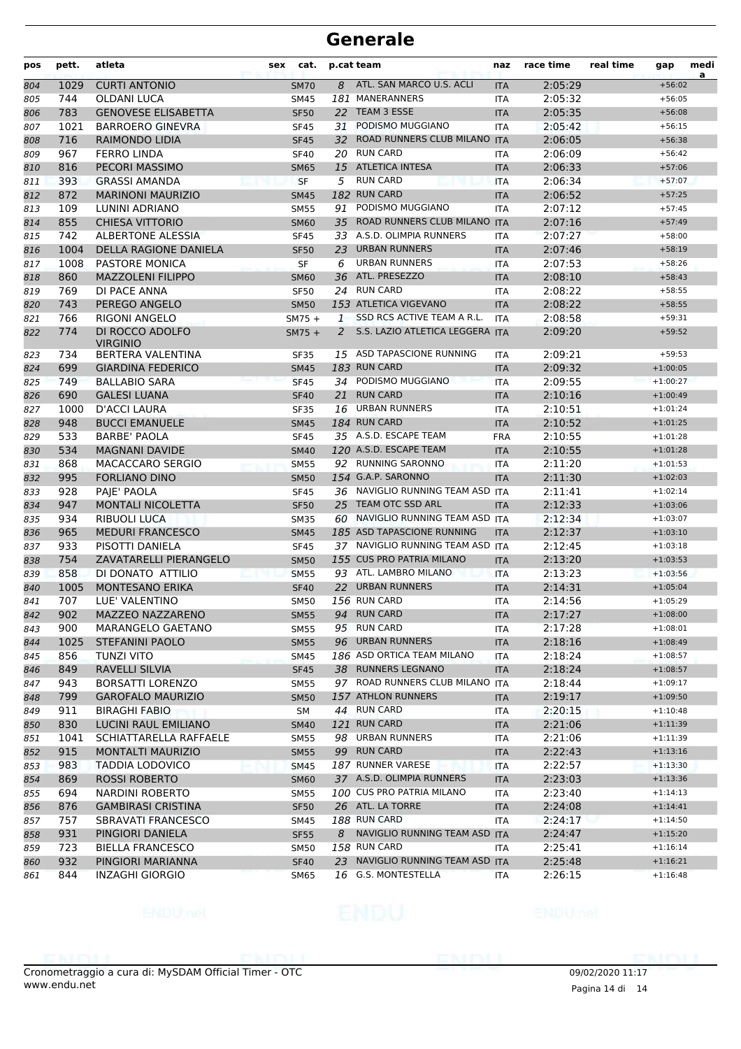# Generale

| pos | pett. | atleta | sex | cat. | p.cat | team | naz | race time | real time | gap | medi a |
|---|---|---|---|---|---|---|---|---|---|---|---|
| 804 | 1029 | CURTI ANTONIO | | SM70 | 8 | ATL. SAN MARCO U.S. ACLI | ITA | 2:05:29 | | +56:02 | |
| 805 | 744 | OLDANI LUCA | | SM45 | 181 | MANERANNERS | ITA | 2:05:32 | | +56:05 | |
| 806 | 783 | GENOVESE ELISABETTA | | SF50 | 22 | TEAM 3 ESSE | ITA | 2:05:35 | | +56:08 | |
| 807 | 1021 | BARROERO GINEVRA | | SF45 | 31 | PODISMO MUGGIANO | ITA | 2:05:42 | | +56:15 | |
| 808 | 716 | RAIMONDO LIDIA | | SF45 | 32 | ROAD RUNNERS CLUB MILANO | ITA | 2:06:05 | | +56:38 | |
| 809 | 967 | FERRO LINDA | | SF40 | 20 | RUN CARD | ITA | 2:06:09 | | +56:42 | |
| 810 | 816 | PECORI MASSIMO | | SM65 | 15 | ATLETICA INTESA | ITA | 2:06:33 | | +57:06 | |
| 811 | 393 | GRASSI AMANDA | | SF | 5 | RUN CARD | ITA | 2:06:34 | | +57:07 | |
| 812 | 872 | MARINONI MAURIZIO | | SM45 | 182 | RUN CARD | ITA | 2:06:52 | | +57:25 | |
| 813 | 109 | LUNINI ADRIANO | | SM55 | 91 | PODISMO MUGGIANO | ITA | 2:07:12 | | +57:45 | |
| 814 | 855 | CHIESA VITTORIO | | SM60 | 35 | ROAD RUNNERS CLUB MILANO | ITA | 2:07:16 | | +57:49 | |
| 815 | 742 | ALBERTONE ALESSIA | | SF45 | 33 | A.S.D. OLIMPIA RUNNERS | ITA | 2:07:27 | | +58:00 | |
| 816 | 1004 | DELLA RAGIONE DANIELA | | SF50 | 23 | URBAN RUNNERS | ITA | 2:07:46 | | +58:19 | |
| 817 | 1008 | PASTORE MONICA | | SF | 6 | URBAN RUNNERS | ITA | 2:07:53 | | +58:26 | |
| 818 | 860 | MAZZOLENI FILIPPO | | SM60 | 36 | ATL. PRESEZZO | ITA | 2:08:10 | | +58:43 | |
| 819 | 769 | DI PACE ANNA | | SF50 | 24 | RUN CARD | ITA | 2:08:22 | | +58:55 | |
| 820 | 743 | PEREGO ANGELO | | SM50 | 153 | ATLETICA VIGEVANO | ITA | 2:08:22 | | +58:55 | |
| 821 | 766 | RIGONI ANGELO | | SM75 + | 1 | SSD RCS ACTIVE TEAM A R.L. | ITA | 2:08:58 | | +59:31 | |
| 822 | 774 | DI ROCCO ADOLFO VIRGINIO | | SM75 + | 2 | S.S. LAZIO ATLETICA LEGGERA | ITA | 2:09:20 | | +59:52 | |
| 823 | 734 | BERTERA VALENTINA | | SF35 | 15 | ASD TAPASCIONE RUNNING | ITA | 2:09:21 | | +59:53 | |
| 824 | 699 | GIARDINA FEDERICO | | SM45 | 183 | RUN CARD | ITA | 2:09:32 | | +1:00:05 | |
| 825 | 749 | BALLABIO SARA | | SF45 | 34 | PODISMO MUGGIANO | ITA | 2:09:55 | | +1:00:27 | |
| 826 | 690 | GALESI LUANA | | SF40 | 21 | RUN CARD | ITA | 2:10:16 | | +1:00:49 | |
| 827 | 1000 | D'ACCI LAURA | | SF35 | 16 | URBAN RUNNERS | ITA | 2:10:51 | | +1:01:24 | |
| 828 | 948 | BUCCI EMANUELE | | SM45 | 184 | RUN CARD | ITA | 2:10:52 | | +1:01:25 | |
| 829 | 533 | BARBE' PAOLA | | SF45 | 35 | A.S.D. ESCAPE TEAM | FRA | 2:10:55 | | +1:01:28 | |
| 830 | 534 | MAGNANI DAVIDE | | SM40 | 120 | A.S.D. ESCAPE TEAM | ITA | 2:10:55 | | +1:01:28 | |
| 831 | 868 | MACACCARO SERGIO | | SM55 | 92 | RUNNING SARONNO | ITA | 2:11:20 | | +1:01:53 | |
| 832 | 995 | FORLIANO DINO | | SM50 | 154 | G.A.P. SARONNO | ITA | 2:11:30 | | +1:02:03 | |
| 833 | 928 | PAJE' PAOLA | | SF45 | 36 | NAVIGLIO RUNNING TEAM ASD | ITA | 2:11:41 | | +1:02:14 | |
| 834 | 947 | MONTALI NICOLETTA | | SF50 | 25 | TEAM OTC SSD ARL | ITA | 2:12:33 | | +1:03:06 | |
| 835 | 934 | RIBUOLI LUCA | | SM35 | 60 | NAVIGLIO RUNNING TEAM ASD | ITA | 2:12:34 | | +1:03:07 | |
| 836 | 965 | MEDURI FRANCESCO | | SM45 | 185 | ASD TAPASCIONE RUNNING | ITA | 2:12:37 | | +1:03:10 | |
| 837 | 933 | PISOTTI DANIELA | | SF45 | 37 | NAVIGLIO RUNNING TEAM ASD | ITA | 2:12:45 | | +1:03:18 | |
| 838 | 754 | ZAVATARELLI PIERANGELO | | SM50 | 155 | CUS PRO PATRIA MILANO | ITA | 2:13:20 | | +1:03:53 | |
| 839 | 858 | DI DONATO ATTILIO | | SM55 | 93 | ATL. LAMBRO MILANO | ITA | 2:13:23 | | +1:03:56 | |
| 840 | 1005 | MONTESANO ERIKA | | SF40 | 22 | URBAN RUNNERS | ITA | 2:14:31 | | +1:05:04 | |
| 841 | 707 | LUE' VALENTINO | | SM50 | 156 | RUN CARD | ITA | 2:14:56 | | +1:05:29 | |
| 842 | 902 | MAZZEO NAZZARENO | | SM55 | 94 | RUN CARD | ITA | 2:17:27 | | +1:08:00 | |
| 843 | 900 | MARANGELO GAETANO | | SM55 | 95 | RUN CARD | ITA | 2:17:28 | | +1:08:01 | |
| 844 | 1025 | STEFANINI PAOLO | | SM55 | 96 | URBAN RUNNERS | ITA | 2:18:16 | | +1:08:49 | |
| 845 | 856 | TUNZI VITO | | SM45 | 186 | ASD ORTICA TEAM MILANO | ITA | 2:18:24 | | +1:08:57 | |
| 846 | 849 | RAVELLI SILVIA | | SF45 | 38 | RUNNERS LEGNANO | ITA | 2:18:24 | | +1:08:57 | |
| 847 | 943 | BORSATTI LORENZO | | SM55 | 97 | ROAD RUNNERS CLUB MILANO | ITA | 2:18:44 | | +1:09:17 | |
| 848 | 799 | GAROFALO MAURIZIO | | SM50 | 157 | ATHLON RUNNERS | ITA | 2:19:17 | | +1:09:50 | |
| 849 | 911 | BIRAGHI FABIO | | SM | 44 | RUN CARD | ITA | 2:20:15 | | +1:10:48 | |
| 850 | 830 | LUCINI RAUL EMILIANO | | SM40 | 121 | RUN CARD | ITA | 2:21:06 | | +1:11:39 | |
| 851 | 1041 | SCHIATTARELLA RAFFAELE | | SM55 | 98 | URBAN RUNNERS | ITA | 2:21:06 | | +1:11:39 | |
| 852 | 915 | MONTALTI MAURIZIO | | SM55 | 99 | RUN CARD | ITA | 2:22:43 | | +1:13:16 | |
| 853 | 983 | TADDIA LODOVICO | | SM45 | 187 | RUNNER VARESE | ITA | 2:22:57 | | +1:13:30 | |
| 854 | 869 | ROSSI ROBERTO | | SM60 | 37 | A.S.D. OLIMPIA RUNNERS | ITA | 2:23:03 | | +1:13:36 | |
| 855 | 694 | NARDINI ROBERTO | | SM55 | 100 | CUS PRO PATRIA MILANO | ITA | 2:23:40 | | +1:14:13 | |
| 856 | 876 | GAMBIRASI CRISTINA | | SF50 | 26 | ATL. LA TORRE | ITA | 2:24:08 | | +1:14:41 | |
| 857 | 757 | SBRAVATI FRANCESCO | | SM45 | 188 | RUN CARD | ITA | 2:24:17 | | +1:14:50 | |
| 858 | 931 | PINGIORI DANIELA | | SF55 | 8 | NAVIGLIO RUNNING TEAM ASD | ITA | 2:24:47 | | +1:15:20 | |
| 859 | 723 | BIELLA FRANCESCO | | SM50 | 158 | RUN CARD | ITA | 2:25:41 | | +1:16:14 | |
| 860 | 932 | PINGIORI MARIANNA | | SF40 | 23 | NAVIGLIO RUNNING TEAM ASD | ITA | 2:25:48 | | +1:16:21 | |
| 861 | 844 | INZAGHI GIORGIO | | SM65 | 16 | G.S. MONTESTELLA | ITA | 2:26:15 | | +1:16:48 | |

Cronometraggio a cura di: MySDAM Official Timer - OTC
www.endu.net

09/02/2020 11:17